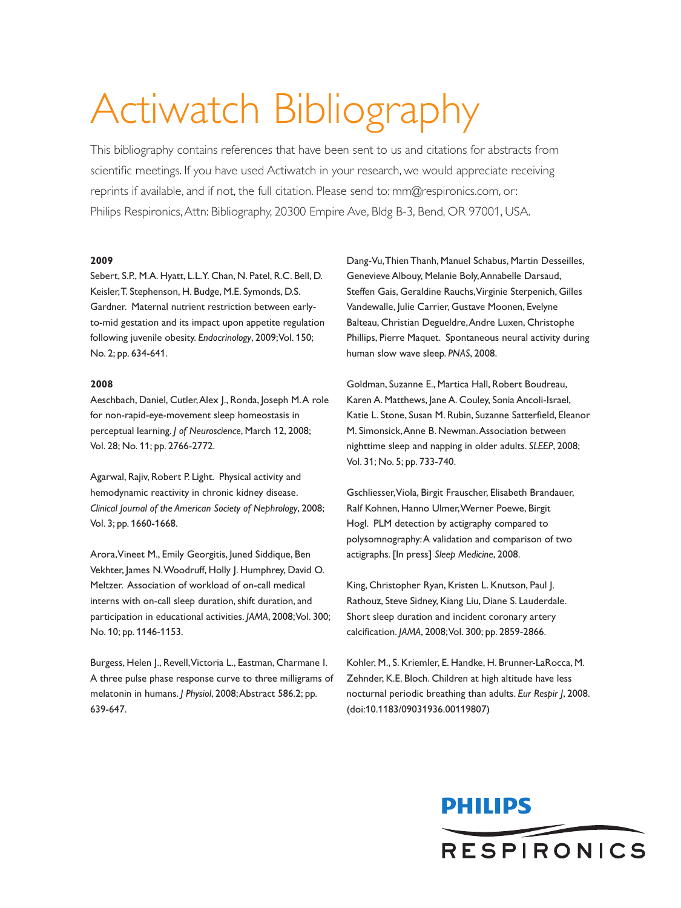# Actiwatch Bibliography

This bibliography contains references that have been sent to us and citations for abstracts from scientific meetings. If you have used Actiwatch in your research, we would appreciate receiving reprints if available, and if not, the full citation. Please send to: mm@respironics.com, or: Philips Respironics, Attn: Bibliography, 20300 Empire Ave, Bldg B-3, Bend, OR 97001, USA.

**2009**

Sebert, S.P., M.A. Hyatt, L.L.Y. Chan, N. Patel, R.C. Bell, D. Keisler, T. Stephenson, H. Budge, M.E. Symonds, D.S. Gardner. Maternal nutrient restriction between early-to-mid gestation and its impact upon appetite regulation following juvenile obesity. *Endocrinology*, 2009; Vol. 150; No. 2; pp. 634-641.

**2008**

Aeschbach, Daniel, Cutler, Alex J., Ronda, Joseph M. A role for non-rapid-eye-movement sleep homeostasis in perceptual learning. *J of Neuroscience*, March 12, 2008; Vol. 28; No. 11; pp. 2766-2772.

Agarwal, Rajiv, Robert P. Light. Physical activity and hemodynamic reactivity in chronic kidney disease. *Clinical Journal of the American Society of Nephrology*, 2008; Vol. 3; pp. 1660-1668.

Arora, Vineet M., Emily Georgitis, Juned Siddique, Ben Vekhter, James N. Woodruff, Holly J. Humphrey, David O. Meltzer. Association of workload of on-call medical interns with on-call sleep duration, shift duration, and participation in educational activities. *JAMA*, 2008; Vol. 300; No. 10; pp. 1146-1153.

Burgess, Helen J., Revell, Victoria L., Eastman, Charmane I. A three pulse phase response curve to three milligrams of melatonin in humans. *J Physiol*, 2008; Abstract 586.2; pp. 639-647.

Dang-Vu, Thien Thanh, Manuel Schabus, Martin Desseilles, Genevieve Albouy, Melanie Boly, Annabelle Darsaud, Steffen Gais, Geraldine Rauchs, Virginie Sterpenich, Gilles Vandewalle, Julie Carrier, Gustave Moonen, Evelyne Balteau, Christian Degueldre, Andre Luxen, Christophe Phillips, Pierre Maquet. Spontaneous neural activity during human slow wave sleep. *PNAS*, 2008.

Goldman, Suzanne E., Martica Hall, Robert Boudreau, Karen A. Matthews, Jane A. Couley, Sonia Ancoli-Israel, Katie L. Stone, Susan M. Rubin, Suzanne Satterfield, Eleanor M. Simonsick, Anne B. Newman. Association between nighttime sleep and napping in older adults. *SLEEP*, 2008; Vol. 31; No. 5; pp. 733-740.

Gschliesser, Viola, Birgit Frauscher, Elisabeth Brandauer, Ralf Kohnen, Hanno Ulmer, Werner Poewe, Birgit Hogl. PLM detection by actigraphy compared to polysomnography: A validation and comparison of two actigraphs. [In press] *Sleep Medicine*, 2008.

King, Christopher Ryan, Kristen L. Knutson, Paul J. Rathouz, Steve Sidney, Kiang Liu, Diane S. Lauderdale. Short sleep duration and incident coronary artery calcification. *JAMA*, 2008; Vol. 300; pp. 2859-2866.

Kohler, M., S. Kriemler, E. Handke, H. Brunner-LaRocca, M. Zehnder, K.E. Bloch. Children at high altitude have less nocturnal periodic breathing than adults. *Eur Respir J*, 2008. (doi:10.1183/09031936.00119807)

PHILIPS RESPIRONICS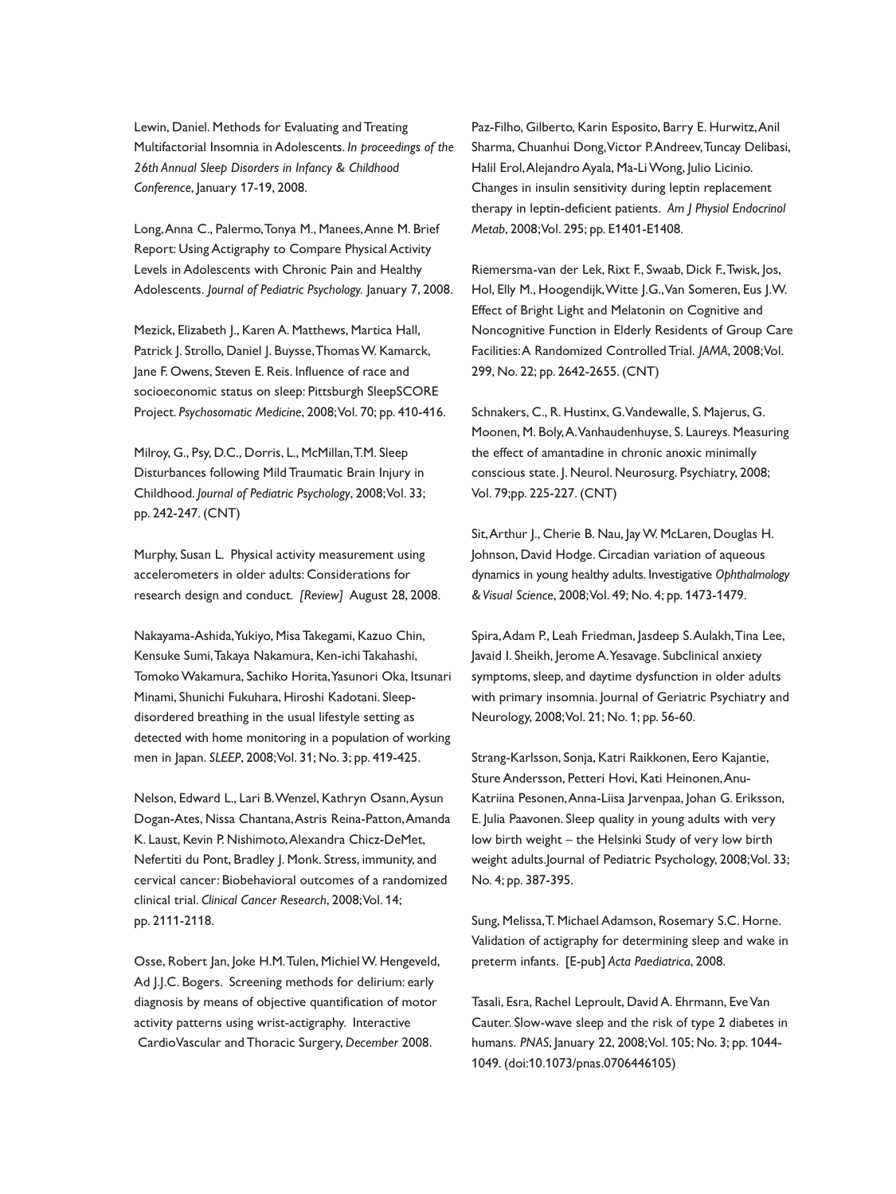Lewin, Daniel. Methods for Evaluating and Treating Multifactorial Insomnia in Adolescents. *In proceedings of the 26th Annual Sleep Disorders in Infancy & Childhood Conference*, January 17-19, 2008.

Long, Anna C., Palermo, Tonya M., Manees, Anne M. Brief Report: Using Actigraphy to Compare Physical Activity Levels in Adolescents with Chronic Pain and Healthy Adolescents. *Journal of Pediatric Psychology.* January 7, 2008.

Mezick, Elizabeth J., Karen A. Matthews, Martica Hall, Patrick J. Strollo, Daniel J. Buysse, Thomas W. Kamarck, Jane F. Owens, Steven E. Reis. Influence of race and socioeconomic status on sleep: Pittsburgh SleepSCORE Project. *Psychosomatic Medicine*, 2008; Vol. 70; pp. 410-416.

Milroy, G., Psy, D.C., Dorris, L., McMillan, T.M. Sleep Disturbances following Mild Traumatic Brain Injury in Childhood. *Journal of Pediatric Psychology*, 2008; Vol. 33; pp. 242-247. (CNT)

Murphy, Susan L. Physical activity measurement using accelerometers in older adults: Considerations for research design and conduct. *[Review]* August 28, 2008.

Nakayama-Ashida, Yukiyo, Misa Takegami, Kazuo Chin, Kensuke Sumi, Takaya Nakamura, Ken-ichi Takahashi, Tomoko Wakamura, Sachiko Horita, Yasunori Oka, Itsunari Minami, Shunichi Fukuhara, Hiroshi Kadotani. Sleep-disordered breathing in the usual lifestyle setting as detected with home monitoring in a population of working men in Japan. *SLEEP*, 2008; Vol. 31; No. 3; pp. 419-425.

Nelson, Edward L., Lari B. Wenzel, Kathryn Osann, Aysun Dogan-Ates, Nissa Chantana, Astris Reina-Patton, Amanda K. Laust, Kevin P. Nishimoto, Alexandra Chicz-DeMet, Nefertiti du Pont, Bradley J. Monk. Stress, immunity, and cervical cancer: Biobehavioral outcomes of a randomized clinical trial. *Clinical Cancer Research*, 2008; Vol. 14; pp. 2111-2118.

Osse, Robert Jan, Joke H.M. Tulen, Michiel W. Hengeveld, Ad J.J.C. Bogers. Screening methods for delirium: early diagnosis by means of objective quantification of motor activity patterns using wrist-actigraphy. Interactive CardioVascular and Thoracic Surgery, *December* 2008.

Paz-Filho, Gilberto, Karin Esposito, Barry E. Hurwitz, Anil Sharma, Chuanhui Dong, Victor P. Andreev, Tuncay Delibasi, Halil Erol, Alejandro Ayala, Ma-Li Wong, Julio Licinio. Changes in insulin sensitivity during leptin replacement therapy in leptin-deficient patients. *Am J Physiol Endocrinol Metab*, 2008; Vol. 295; pp. E1401-E1408.

Riemersma-van der Lek, Rixt F., Swaab, Dick F., Twisk, Jos, Hol, Elly M., Hoogendijk, Witte J.G., Van Someren, Eus J.W. Effect of Bright Light and Melatonin on Cognitive and Noncognitive Function in Elderly Residents of Group Care Facilities: A Randomized Controlled Trial. *JAMA*, 2008; Vol. 299, No. 22; pp. 2642-2655. (CNT)

Schnakers, C., R. Hustinx, G. Vandewalle, S. Majerus, G. Moonen, M. Boly, A. Vanhaudenhuyse, S. Laureys. Measuring the effect of amantadine in chronic anoxic minimally conscious state. J. Neurol. Neurosurg. Psychiatry, 2008; Vol. 79;pp. 225-227. (CNT)

Sit, Arthur J., Cherie B. Nau, Jay W. McLaren, Douglas H. Johnson, David Hodge. Circadian variation of aqueous dynamics in young healthy adults. Investigative *Ophthalmology & Visual Science*, 2008; Vol. 49; No. 4; pp. 1473-1479.

Spira, Adam P., Leah Friedman, Jasdeep S. Aulakh, Tina Lee, Javaid I. Sheikh, Jerome A. Yesavage. Subclinical anxiety symptoms, sleep, and daytime dysfunction in older adults with primary insomnia. Journal of Geriatric Psychiatry and Neurology, 2008; Vol. 21; No. 1; pp. 56-60.

Strang-Karlsson, Sonja, Katri Raikkonen, Eero Kajantie, Sture Andersson, Petteri Hovi, Kati Heinonen, Anu-Katriina Pesonen, Anna-Liisa Jarvenpaa, Johan G. Eriksson, E. Julia Paavonen. Sleep quality in young adults with very low birth weight – the Helsinki Study of very low birth weight adults. Journal of Pediatric Psychology, 2008; Vol. 33; No. 4; pp. 387-395.

Sung, Melissa, T. Michael Adamson, Rosemary S.C. Horne. Validation of actigraphy for determining sleep and wake in preterm infants. [E-pub] *Acta Paediatrica*, 2008.

Tasali, Esra, Rachel Leproult, David A. Ehrmann, Eve Van Cauter. Slow-wave sleep and the risk of type 2 diabetes in humans. *PNAS*, January 22, 2008; Vol. 105; No. 3; pp. 1044-1049. (doi:10.1073/pnas.0706446105)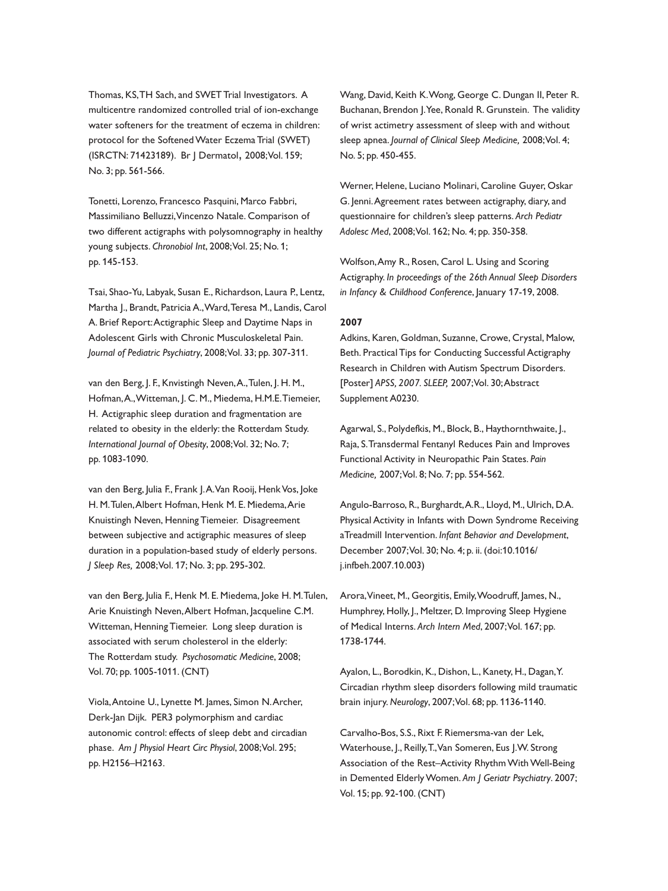Thomas, KS, TH Sach, and SWET Trial Investigators. A multicentre randomized controlled trial of ion-exchange water softeners for the treatment of eczema in children: protocol for the Softened Water Eczema Trial (SWET) (ISRCTN: 71423189). Br J Dermatol, 2008; Vol. 159; No. 3; pp. 561-566.

Tonetti, Lorenzo, Francesco Pasquini, Marco Fabbri, Massimiliano Belluzzi, Vincenzo Natale. Comparison of two different actigraphs with polysomnography in healthy young subjects. *Chronobiol Int*, 2008; Vol. 25; No. 1; pp. 145-153.

Tsai, Shao-Yu, Labyak, Susan E., Richardson, Laura P., Lentz, Martha J., Brandt, Patricia A., Ward, Teresa M., Landis, Carol A. Brief Report: Actigraphic Sleep and Daytime Naps in Adolescent Girls with Chronic Musculoskeletal Pain. *Journal of Pediatric Psychiatry*, 2008; Vol. 33; pp. 307-311.

van den Berg, J. F., Knvistingh Neven, A., Tulen, J. H. M., Hofman, A., Witteman, J. C. M., Miedema, H.M.E. Tiemeier, H. Actigraphic sleep duration and fragmentation are related to obesity in the elderly: the Rotterdam Study. *International Journal of Obesity*, 2008; Vol. 32; No. 7; pp. 1083-1090.

van den Berg, Julia F., Frank J. A. Van Rooij, Henk Vos, Joke H. M. Tulen, Albert Hofman, Henk M. E. Miedema, Arie Knuistingh Neven, Henning Tiemeier. Disagreement between subjective and actigraphic measures of sleep duration in a population-based study of elderly persons. *J Sleep Res,* 2008; Vol. 17; No. 3; pp. 295-302.

van den Berg, Julia F., Henk M. E. Miedema, Joke H. M. Tulen, Arie Knuistingh Neven, Albert Hofman, Jacqueline C.M. Witteman, Henning Tiemeier. Long sleep duration is associated with serum cholesterol in the elderly: The Rotterdam study. *Psychosomatic Medicine*, 2008; Vol. 70; pp. 1005-1011. (CNT)

Viola, Antoine U., Lynette M. James, Simon N. Archer, Derk-Jan Dijk. PER3 polymorphism and cardiac autonomic control: effects of sleep debt and circadian phase. *Am J Physiol Heart Circ Physiol*, 2008; Vol. 295; pp. H2156–H2163.

Wang, David, Keith K. Wong, George C. Dungan II, Peter R. Buchanan, Brendon J. Yee, Ronald R. Grunstein. The validity of wrist actimetry assessment of sleep with and without sleep apnea. *Journal of Clinical Sleep Medicine,* 2008; Vol. 4; No. 5; pp. 450-455.

Werner, Helene, Luciano Molinari, Caroline Guyer, Oskar G. Jenni. Agreement rates between actigraphy, diary, and questionnaire for children's sleep patterns. *Arch Pediatr Adolesc Med*, 2008; Vol. 162; No. 4; pp. 350-358.

Wolfson, Amy R., Rosen, Carol L. Using and Scoring Actigraphy. *In proceedings of the 26th Annual Sleep Disorders in Infancy & Childhood Conference*, January 17-19, 2008.

**2007**

Adkins, Karen, Goldman, Suzanne, Crowe, Crystal, Malow, Beth. Practical Tips for Conducting Successful Actigraphy Research in Children with Autism Spectrum Disorders. [Poster] *APSS, 2007. SLEEP,* 2007; Vol. 30; Abstract Supplement A0230.

Agarwal, S., Polydefkis, M., Block, B., Haythornthwaite, J., Raja, S. Transdermal Fentanyl Reduces Pain and Improves Functional Activity in Neuropathic Pain States. *Pain Medicine,* 2007; Vol. 8; No. 7; pp. 554-562.

Angulo-Barroso, R., Burghardt, A.R., Lloyd, M., Ulrich, D.A. Physical Activity in Infants with Down Syndrome Receiving a Treadmill Intervention. *Infant Behavior and Development*, December 2007; Vol. 30; No. 4; p. ii. (doi:10.1016/j.infbeh.2007.10.003)

Arora, Vineet, M., Georgitis, Emily, Woodruff, James, N., Humphrey, Holly, J., Meltzer, D. Improving Sleep Hygiene of Medical Interns. *Arch Intern Med*, 2007; Vol. 167; pp. 1738-1744.

Ayalon, L., Borodkin, K., Dishon, L., Kanety, H., Dagan, Y. Circadian rhythm sleep disorders following mild traumatic brain injury. *Neurology*, 2007; Vol. 68; pp. 1136-1140.

Carvalho-Bos, S.S., Rixt F. Riemersma-van der Lek, Waterhouse, J., Reilly, T., Van Someren, Eus J.W. Strong Association of the Rest–Activity Rhythm With Well-Being in Demented Elderly Women. *Am J Geriatr Psychiatry*. 2007; Vol. 15; pp. 92-100. (CNT)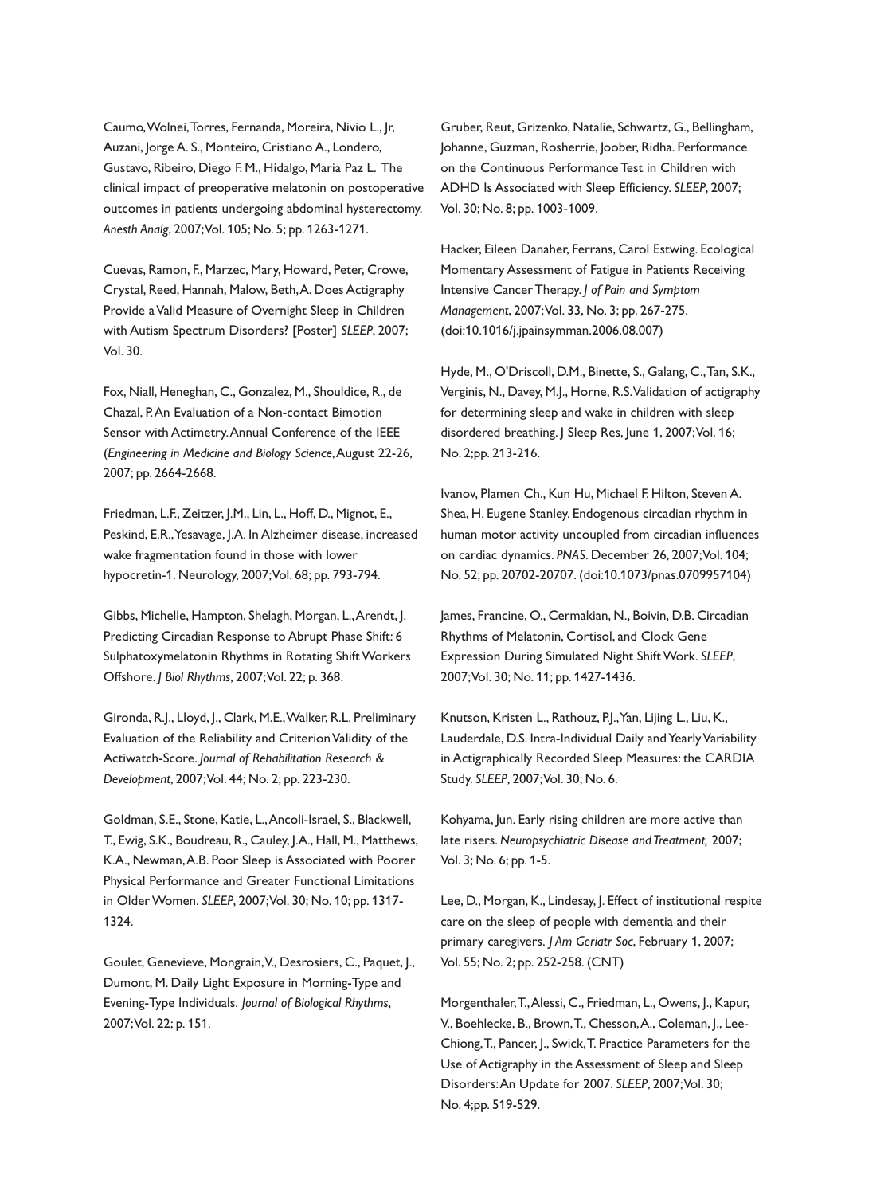Caumo, Wolnei, Torres, Fernanda, Moreira, Nivio L., Jr, Auzani, Jorge A. S., Monteiro, Cristiano A., Londero, Gustavo, Ribeiro, Diego F. M., Hidalgo, Maria Paz L. The clinical impact of preoperative melatonin on postoperative outcomes in patients undergoing abdominal hysterectomy. *Anesth Analg*, 2007; Vol. 105; No. 5; pp. 1263-1271.

Cuevas, Ramon, F., Marzec, Mary, Howard, Peter, Crowe, Crystal, Reed, Hannah, Malow, Beth, A. Does Actigraphy Provide a Valid Measure of Overnight Sleep in Children with Autism Spectrum Disorders? [Poster] *SLEEP*, 2007; Vol. 30.

Fox, Niall, Heneghan, C., Gonzalez, M., Shouldice, R., de Chazal, P. An Evaluation of a Non-contact Bimotion Sensor with Actimetry. Annual Conference of the IEEE (*Engineering in Medicine and Biology Science*, August 22-26, 2007; pp. 2664-2668.

Friedman, L.F., Zeitzer, J.M., Lin, L., Hoff, D., Mignot, E., Peskind, E.R., Yesavage, J.A. In Alzheimer disease, increased wake fragmentation found in those with lower hypocretin-1. Neurology, 2007; Vol. 68; pp. 793-794.

Gibbs, Michelle, Hampton, Shelagh, Morgan, L., Arendt, J. Predicting Circadian Response to Abrupt Phase Shift: 6 Sulphatoxymelatonin Rhythms in Rotating Shift Workers Offshore. *J Biol Rhythms*, 2007; Vol. 22; p. 368.

Gironda, R.J., Lloyd, J., Clark, M.E., Walker, R.L. Preliminary Evaluation of the Reliability and Criterion Validity of the Actiwatch-Score. *Journal of Rehabilitation Research & Development*, 2007; Vol. 44; No. 2; pp. 223-230.

Goldman, S.E., Stone, Katie, L., Ancoli-Israel, S., Blackwell, T., Ewig, S.K., Boudreau, R., Cauley, J.A., Hall, M., Matthews, K.A., Newman, A.B. Poor Sleep is Associated with Poorer Physical Performance and Greater Functional Limitations in Older Women. *SLEEP*, 2007; Vol. 30; No. 10; pp. 1317-1324.

Goulet, Genevieve, Mongrain, V., Desrosiers, C., Paquet, J., Dumont, M. Daily Light Exposure in Morning-Type and Evening-Type Individuals. *Journal of Biological Rhythms*, 2007; Vol. 22; p. 151.

Gruber, Reut, Grizenko, Natalie, Schwartz, G., Bellingham, Johanne, Guzman, Rosherrie, Joober, Ridha. Performance on the Continuous Performance Test in Children with ADHD Is Associated with Sleep Efficiency. *SLEEP*, 2007; Vol. 30; No. 8; pp. 1003-1009.

Hacker, Eileen Danaher, Ferrans, Carol Estwing. Ecological Momentary Assessment of Fatigue in Patients Receiving Intensive Cancer Therapy. *J of Pain and Symptom Management*, 2007; Vol. 33, No. 3; pp. 267-275. (doi:10.1016/j.jpainsymman.2006.08.007)

Hyde, M., O'Driscoll, D.M., Binette, S., Galang, C., Tan, S.K., Verginis, N., Davey, M.J., Horne, R.S. Validation of actigraphy for determining sleep and wake in children with sleep disordered breathing. J Sleep Res, June 1, 2007; Vol. 16; No. 2; pp. 213-216.

Ivanov, Plamen Ch., Kun Hu, Michael F. Hilton, Steven A. Shea, H. Eugene Stanley. Endogenous circadian rhythm in human motor activity uncoupled from circadian influences on cardiac dynamics. *PNAS*. December 26, 2007; Vol. 104; No. 52; pp. 20702-20707. (doi:10.1073/pnas.0709957104)

James, Francine, O., Cermakian, N., Boivin, D.B. Circadian Rhythms of Melatonin, Cortisol, and Clock Gene Expression During Simulated Night Shift Work. *SLEEP*, 2007; Vol. 30; No. 11; pp. 1427-1436.

Knutson, Kristen L., Rathouz, P.J., Yan, Lijing L., Liu, K., Lauderdale, D.S. Intra-Individual Daily and Yearly Variability in Actigraphically Recorded Sleep Measures: the CARDIA Study. *SLEEP*, 2007; Vol. 30; No. 6.

Kohyama, Jun. Early rising children are more active than late risers. *Neuropsychiatric Disease and Treatment,* 2007; Vol. 3; No. 6; pp. 1-5.

Lee, D., Morgan, K., Lindesay, J. Effect of institutional respite care on the sleep of people with dementia and their primary caregivers. *J Am Geriatr Soc*, February 1, 2007; Vol. 55; No. 2; pp. 252-258. (CNT)

Morgenthaler, T., Alessi, C., Friedman, L., Owens, J., Kapur, V., Boehlecke, B., Brown, T., Chesson, A., Coleman, J., Lee-Chiong, T., Pancer, J., Swick, T. Practice Parameters for the Use of Actigraphy in the Assessment of Sleep and Sleep Disorders: An Update for 2007. *SLEEP*, 2007; Vol. 30; No. 4; pp. 519-529.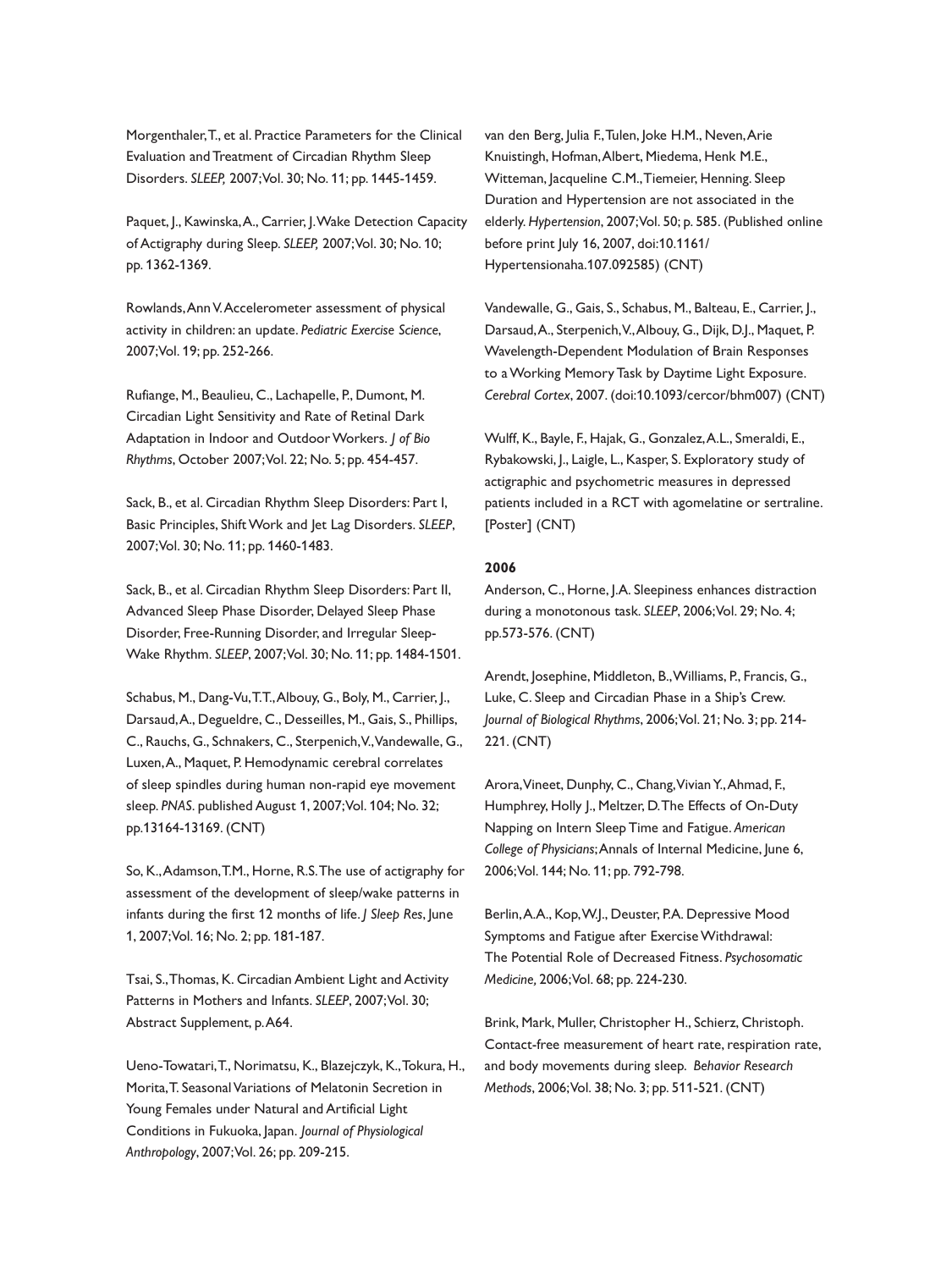Morgenthaler, T., et al. Practice Parameters for the Clinical Evaluation and Treatment of Circadian Rhythm Sleep Disorders. *SLEEP,* 2007; Vol. 30; No. 11; pp. 1445-1459.

Paquet, J., Kawinska, A., Carrier, J. Wake Detection Capacity of Actigraphy during Sleep. *SLEEP,* 2007; Vol. 30; No. 10; pp. 1362-1369.

Rowlands, Ann V. Accelerometer assessment of physical activity in children: an update. *Pediatric Exercise Science*, 2007; Vol. 19; pp. 252-266.

Rufiange, M., Beaulieu, C., Lachapelle, P., Dumont, M. Circadian Light Sensitivity and Rate of Retinal Dark Adaptation in Indoor and Outdoor Workers. *J of Bio Rhythms*, October 2007; Vol. 22; No. 5; pp. 454-457.

Sack, B., et al. Circadian Rhythm Sleep Disorders: Part I, Basic Principles, Shift Work and Jet Lag Disorders. *SLEEP*, 2007; Vol. 30; No. 11; pp. 1460-1483.

Sack, B., et al. Circadian Rhythm Sleep Disorders: Part II, Advanced Sleep Phase Disorder, Delayed Sleep Phase Disorder, Free-Running Disorder, and Irregular Sleep-Wake Rhythm. *SLEEP*, 2007; Vol. 30; No. 11; pp. 1484-1501.

Schabus, M., Dang-Vu, T.T., Albouy, G., Boly, M., Carrier, J., Darsaud, A., Degueldre, C., Desseilles, M., Gais, S., Phillips, C., Rauchs, G., Schnakers, C., Sterpenich, V., Vandewalle, G., Luxen, A., Maquet, P. Hemodynamic cerebral correlates of sleep spindles during human non-rapid eye movement sleep. *PNAS*. published August 1, 2007; Vol. 104; No. 32; pp.13164-13169. (CNT)

So, K., Adamson, T.M., Horne, R.S. The use of actigraphy for assessment of the development of sleep/wake patterns in infants during the first 12 months of life. *J Sleep Res*, June 1, 2007; Vol. 16; No. 2; pp. 181-187.

Tsai, S., Thomas, K. Circadian Ambient Light and Activity Patterns in Mothers and Infants. *SLEEP*, 2007; Vol. 30; Abstract Supplement, p. A64.

Ueno-Towatari, T., Norimatsu, K., Blazejczyk, K., Tokura, H., Morita, T. Seasonal Variations of Melatonin Secretion in Young Females under Natural and Artificial Light Conditions in Fukuoka, Japan. *Journal of Physiological Anthropology*, 2007; Vol. 26; pp. 209-215.

van den Berg, Julia F., Tulen, Joke H.M., Neven, Arie Knuistingh, Hofman, Albert, Miedema, Henk M.E., Witteman, Jacqueline C.M., Tiemeier, Henning. Sleep Duration and Hypertension are not associated in the elderly. *Hypertension*, 2007; Vol. 50; p. 585. (Published online before print July 16, 2007, doi:10.1161/Hypertensionaha.107.092585) (CNT)

Vandewalle, G., Gais, S., Schabus, M., Balteau, E., Carrier, J., Darsaud, A., Sterpenich, V., Albouy, G., Dijk, D.J., Maquet, P. Wavelength-Dependent Modulation of Brain Responses to a Working Memory Task by Daytime Light Exposure. *Cerebral Cortex*, 2007. (doi:10.1093/cercor/bhm007) (CNT)

Wulff, K., Bayle, F., Hajak, G., Gonzalez, A.L., Smeraldi, E., Rybakowski, J., Laigle, L., Kasper, S. Exploratory study of actigraphic and psychometric measures in depressed patients included in a RCT with agomelatine or sertraline. [Poster] (CNT)

**2006**

Anderson, C., Horne, J.A. Sleepiness enhances distraction during a monotonous task. *SLEEP*, 2006; Vol. 29; No. 4; pp.573-576. (CNT)

Arendt, Josephine, Middleton, B., Williams, P., Francis, G., Luke, C. Sleep and Circadian Phase in a Ship's Crew. *Journal of Biological Rhythms*, 2006; Vol. 21; No. 3; pp. 214-221. (CNT)

Arora, Vineet, Dunphy, C., Chang, Vivian Y., Ahmad, F., Humphrey, Holly J., Meltzer, D. The Effects of On-Duty Napping on Intern Sleep Time and Fatigue. *American College of Physicians*; Annals of Internal Medicine, June 6, 2006; Vol. 144; No. 11; pp. 792-798.

Berlin, A.A., Kop, W.J., Deuster, P.A. Depressive Mood Symptoms and Fatigue after Exercise Withdrawal: The Potential Role of Decreased Fitness. *Psychosomatic Medicine*, 2006; Vol. 68; pp. 224-230.

Brink, Mark, Muller, Christopher H., Schierz, Christoph. Contact-free measurement of heart rate, respiration rate, and body movements during sleep. *Behavior Research Methods*, 2006; Vol. 38; No. 3; pp. 511-521. (CNT)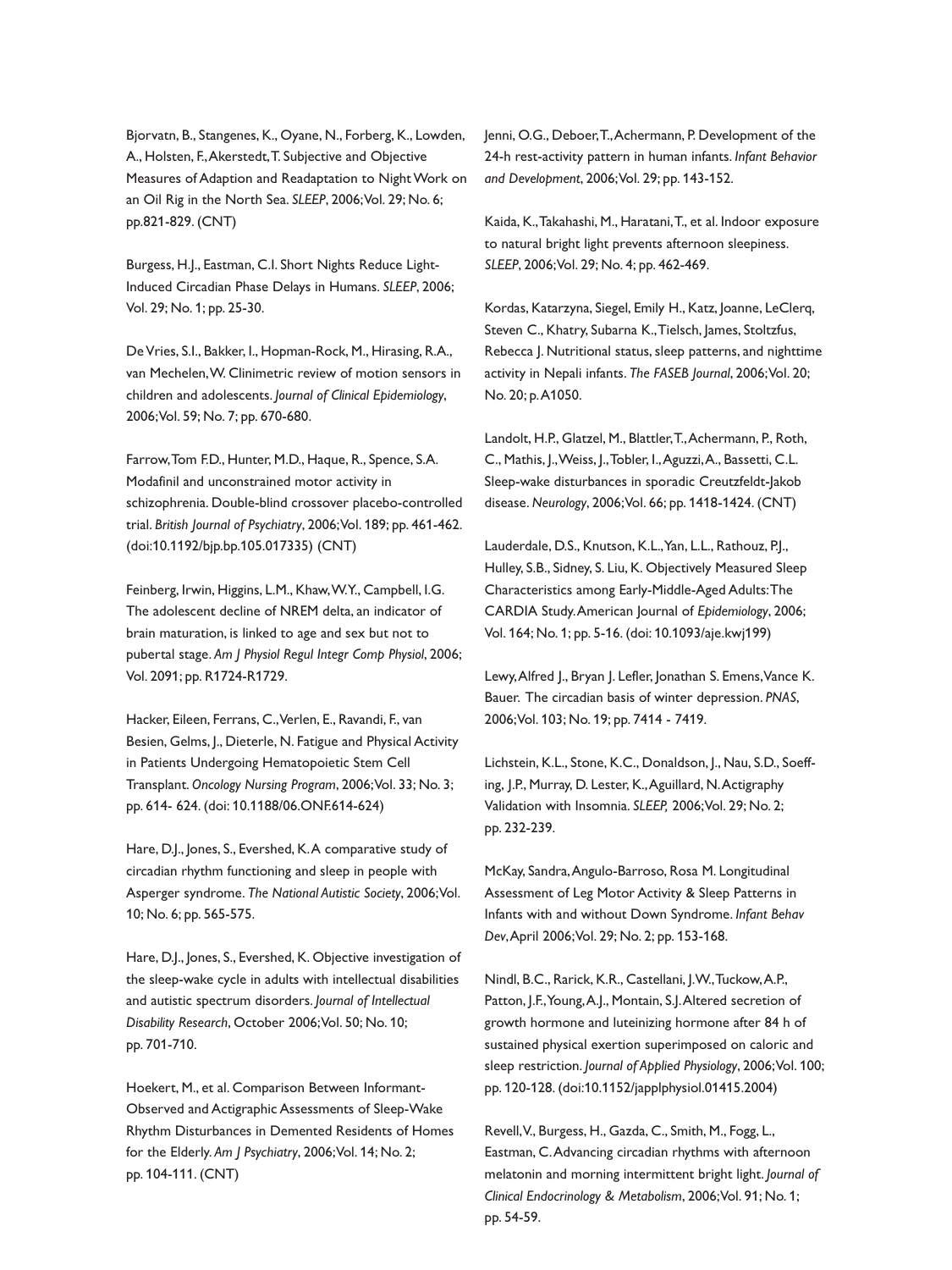Bjorvatn, B., Stangenes, K., Oyane, N., Forberg, K., Lowden, A., Holsten, F., Akerstedt, T. Subjective and Objective Measures of Adaption and Readaptation to Night Work on an Oil Rig in the North Sea. *SLEEP*, 2006; Vol. 29; No. 6; pp.821-829. (CNT)

Burgess, H.J., Eastman, C.I. Short Nights Reduce Light-Induced Circadian Phase Delays in Humans. *SLEEP*, 2006; Vol. 29; No. 1; pp. 25-30.

De Vries, S.I., Bakker, I., Hopman-Rock, M., Hirasing, R.A., van Mechelen, W. Clinimetric review of motion sensors in children and adolescents. *Journal of Clinical Epidemiology*, 2006; Vol. 59; No. 7; pp. 670-680.

Farrow, Tom F.D., Hunter, M.D., Haque, R., Spence, S.A. Modafinil and unconstrained motor activity in schizophrenia. Double-blind crossover placebo-controlled trial. *British Journal of Psychiatry*, 2006; Vol. 189; pp. 461-462. (doi:10.1192/bjp.bp.105.017335) (CNT)

Feinberg, Irwin, Higgins, L.M., Khaw, W.Y., Campbell, I.G. The adolescent decline of NREM delta, an indicator of brain maturation, is linked to age and sex but not to pubertal stage. *Am J Physiol Regul Integr Comp Physiol*, 2006; Vol. 2091; pp. R1724-R1729.

Hacker, Eileen, Ferrans, C., Verlen, E., Ravandi, F., van Besien, Gelms, J., Dieterle, N. Fatigue and Physical Activity in Patients Undergoing Hematopoietic Stem Cell Transplant. *Oncology Nursing Program*, 2006; Vol. 33; No. 3; pp. 614- 624. (doi: 10.1188/06.ONF.614-624)

Hare, D.J., Jones, S., Evershed, K. A comparative study of circadian rhythm functioning and sleep in people with Asperger syndrome. *The National Autistic Society*, 2006; Vol. 10; No. 6; pp. 565-575.

Hare, D.J., Jones, S., Evershed, K. Objective investigation of the sleep-wake cycle in adults with intellectual disabilities and autistic spectrum disorders. *Journal of Intellectual Disability Research*, October 2006; Vol. 50; No. 10; pp. 701-710.

Hoekert, M., et al. Comparison Between Informant-Observed and Actigraphic Assessments of Sleep-Wake Rhythm Disturbances in Demented Residents of Homes for the Elderly. *Am J Psychiatry*, 2006; Vol. 14; No. 2; pp. 104-111. (CNT)

Jenni, O.G., Deboer, T., Achermann, P. Development of the 24-h rest-activity pattern in human infants. *Infant Behavior and Development*, 2006; Vol. 29; pp. 143-152.

Kaida, K., Takahashi, M., Haratani, T., et al. Indoor exposure to natural bright light prevents afternoon sleepiness. *SLEEP*, 2006; Vol. 29; No. 4; pp. 462-469.

Kordas, Katarzyna, Siegel, Emily H., Katz, Joanne, LeClerq, Steven C., Khatry, Subarna K., Tielsch, James, Stoltzfus, Rebecca J. Nutritional status, sleep patterns, and nighttime activity in Nepali infants. *The FASEB Journal*, 2006; Vol. 20; No. 20; p. A1050.

Landolt, H.P., Glatzel, M., Blattler, T., Achermann, P., Roth, C., Mathis, J., Weiss, J., Tobler, I., Aguzzi, A., Bassetti, C.L. Sleep-wake disturbances in sporadic Creutzfeldt-Jakob disease. *Neurology*, 2006; Vol. 66; pp. 1418-1424. (CNT)

Lauderdale, D.S., Knutson, K.L., Yan, L.L., Rathouz, P.J., Hulley, S.B., Sidney, S. Liu, K. Objectively Measured Sleep Characteristics among Early-Middle-Aged Adults: The CARDIA Study. American Journal of *Epidemiology*, 2006; Vol. 164; No. 1; pp. 5-16. (doi: 10.1093/aje.kwj199)

Lewy, Alfred J., Bryan J. Lefler, Jonathan S. Emens, Vance K. Bauer. The circadian basis of winter depression. *PNAS*, 2006; Vol. 103; No. 19; pp. 7414 - 7419.

Lichstein, K.L., Stone, K.C., Donaldson, J., Nau, S.D., Soeffing, J.P., Murray, D. Lester, K., Aguillard, N. Actigraphy Validation with Insomnia. *SLEEP,* 2006; Vol. 29; No. 2; pp. 232-239.

McKay, Sandra, Angulo-Barroso, Rosa M. Longitudinal Assessment of Leg Motor Activity & Sleep Patterns in Infants with and without Down Syndrome. *Infant Behav Dev*, April 2006; Vol. 29; No. 2; pp. 153-168.

Nindl, B.C., Rarick, K.R., Castellani, J.W., Tuckow, A.P., Patton, J.F., Young, A.J., Montain, S.J. Altered secretion of growth hormone and luteinizing hormone after 84 h of sustained physical exertion superimposed on caloric and sleep restriction. *Journal of Applied Physiology*, 2006; Vol. 100; pp. 120-128. (doi:10.1152/japplphysiol.01415.2004)

Revell, V., Burgess, H., Gazda, C., Smith, M., Fogg, L., Eastman, C. Advancing circadian rhythms with afternoon melatonin and morning intermittent bright light. *Journal of Clinical Endocrinology & Metabolism*, 2006; Vol. 91; No. 1; pp. 54-59.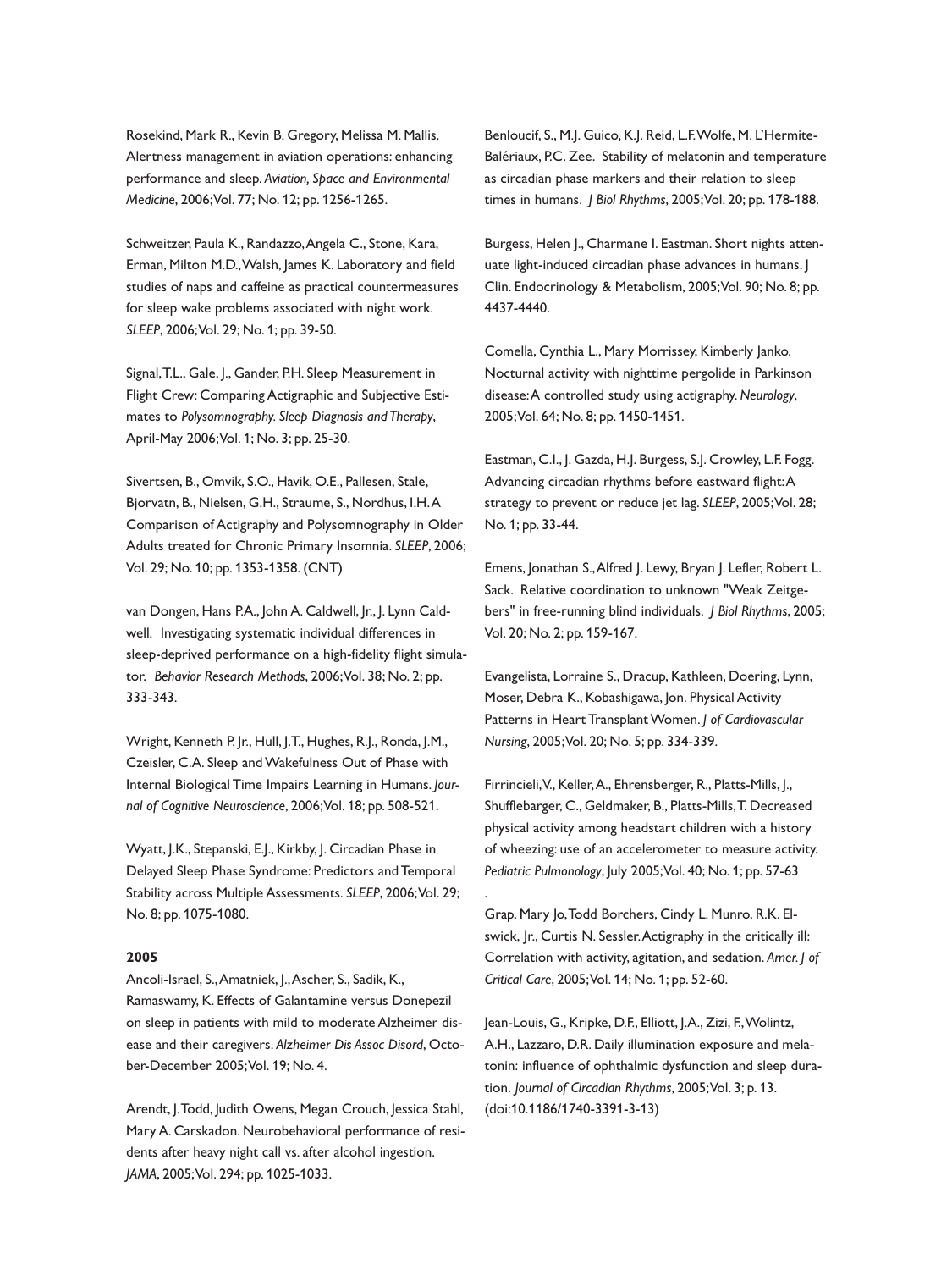Rosekind, Mark R., Kevin B. Gregory, Melissa M. Mallis. Alertness management in aviation operations: enhancing performance and sleep. *Aviation, Space and Environmental Medicine*, 2006; Vol. 77; No. 12; pp. 1256-1265.

Schweitzer, Paula K., Randazzo, Angela C., Stone, Kara, Erman, Milton M.D., Walsh, James K. Laboratory and field studies of naps and caffeine as practical countermeasures for sleep wake problems associated with night work. *SLEEP*, 2006; Vol. 29; No. 1; pp. 39-50.

Signal, T.L., Gale, J., Gander, P.H. Sleep Measurement in Flight Crew: Comparing Actigraphic and Subjective Estimates to *Polysomnography. Sleep Diagnosis and Therapy*, April-May 2006; Vol. 1; No. 3; pp. 25-30.

Sivertsen, B., Omvik, S.O., Havik, O.E., Pallesen, Stale, Bjorvatn, B., Nielsen, G.H., Straume, S., Nordhus, I.H. A Comparison of Actigraphy and Polysomnography in Older Adults treated for Chronic Primary Insomnia. *SLEEP*, 2006; Vol. 29; No. 10; pp. 1353-1358. (CNT)

van Dongen, Hans P.A., John A. Caldwell, Jr., J. Lynn Caldwell. Investigating systematic individual differences in sleep-deprived performance on a high-fidelity flight simulator. *Behavior Research Methods*, 2006; Vol. 38; No. 2; pp. 333-343.

Wright, Kenneth P. Jr., Hull, J.T., Hughes, R.J., Ronda, J.M., Czeisler, C.A. Sleep and Wakefulness Out of Phase with Internal Biological Time Impairs Learning in Humans. *Journal of Cognitive Neuroscience*, 2006; Vol. 18; pp. 508-521.

Wyatt, J.K., Stepanski, E.J., Kirkby, J. Circadian Phase in Delayed Sleep Phase Syndrome: Predictors and Temporal Stability across Multiple Assessments. *SLEEP*, 2006; Vol. 29; No. 8; pp. 1075-1080.

**2005**

Ancoli-Israel, S., Amatniek, J., Ascher, S., Sadik, K., Ramaswamy, K. Effects of Galantamine versus Donepezil on sleep in patients with mild to moderate Alzheimer disease and their caregivers. *Alzheimer Dis Assoc Disord*, October-December 2005; Vol. 19; No. 4.

Arendt, J. Todd, Judith Owens, Megan Crouch, Jessica Stahl, Mary A. Carskadon. Neurobehavioral performance of residents after heavy night call vs. after alcohol ingestion. *JAMA*, 2005; Vol. 294; pp. 1025-1033.

Benloucif, S., M.J. Guico, K.J. Reid, L.F. Wolfe, M. L'Hermite-Balériaux, P.C. Zee. Stability of melatonin and temperature as circadian phase markers and their relation to sleep times in humans. *J Biol Rhythms*, 2005; Vol. 20; pp. 178-188.

Burgess, Helen J., Charmane I. Eastman. Short nights attenuate light-induced circadian phase advances in humans. J Clin. Endocrinology & Metabolism, 2005; Vol. 90; No. 8; pp. 4437-4440.

Comella, Cynthia L., Mary Morrissey, Kimberly Janko. Nocturnal activity with nighttime pergolide in Parkinson disease: A controlled study using actigraphy. *Neurology*, 2005; Vol. 64; No. 8; pp. 1450-1451.

Eastman, C.I., J. Gazda, H.J. Burgess, S.J. Crowley, L.F. Fogg. Advancing circadian rhythms before eastward flight: A strategy to prevent or reduce jet lag. *SLEEP*, 2005; Vol. 28; No. 1; pp. 33-44.

Emens, Jonathan S., Alfred J. Lewy, Bryan J. Lefler, Robert L. Sack. Relative coordination to unknown "Weak Zeitgebers" in free-running blind individuals. *J Biol Rhythms*, 2005; Vol. 20; No. 2; pp. 159-167.

Evangelista, Lorraine S., Dracup, Kathleen, Doering, Lynn, Moser, Debra K., Kobashigawa, Jon. Physical Activity Patterns in Heart Transplant Women. *J of Cardiovascular Nursing*, 2005; Vol. 20; No. 5; pp. 334-339.

Firrincieli, V., Keller, A., Ehrensberger, R., Platts-Mills, J., Shufflebarger, C., Geldmaker, B., Platts-Mills, T. Decreased physical activity among headstart children with a history of wheezing: use of an accelerometer to measure activity. *Pediatric Pulmonology*, July 2005; Vol. 40; No. 1; pp. 57-63

.

Grap, Mary Jo, Todd Borchers, Cindy L. Munro, R.K. Elswick, Jr., Curtis N. Sessler. Actigraphy in the critically ill: Correlation with activity, agitation, and sedation. *Amer. J of Critical Care*, 2005; Vol. 14; No. 1; pp. 52-60.

Jean-Louis, G., Kripke, D.F., Elliott, J.A., Zizi, F., Wolintz, A.H., Lazzaro, D.R. Daily illumination exposure and melatonin: influence of ophthalmic dysfunction and sleep duration. *Journal of Circadian Rhythms*, 2005; Vol. 3; p. 13. (doi:10.1186/1740-3391-3-13)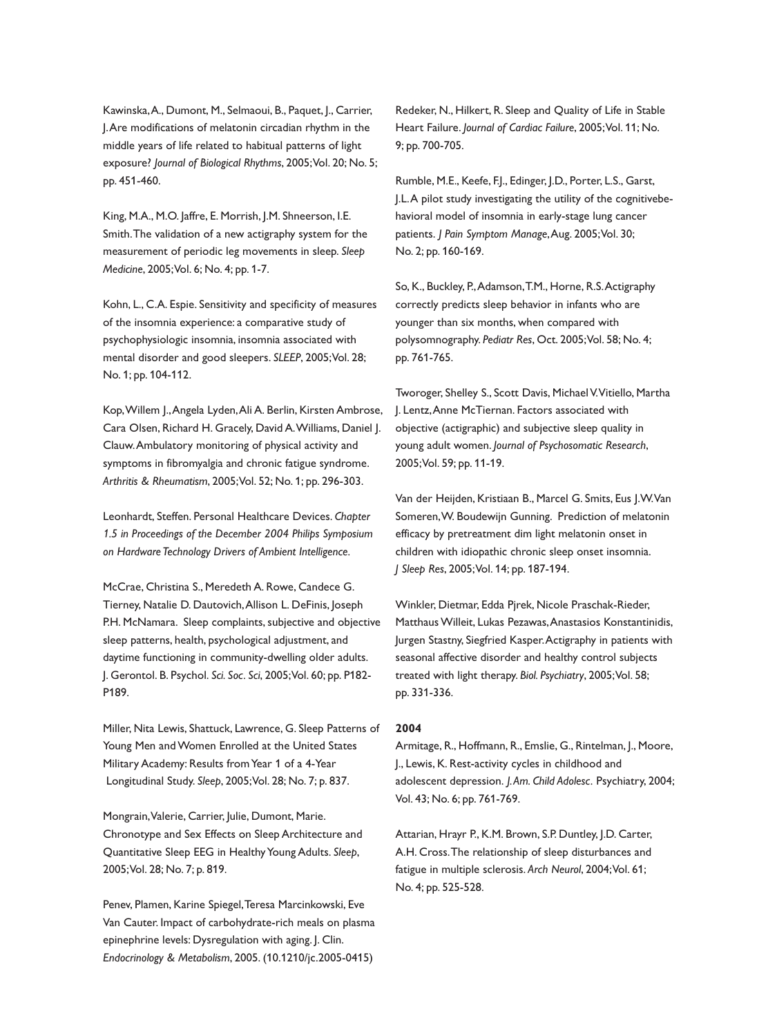Kawinska, A., Dumont, M., Selmaoui, B., Paquet, J., Carrier, J. Are modifications of melatonin circadian rhythm in the middle years of life related to habitual patterns of light exposure? *Journal of Biological Rhythms*, 2005; Vol. 20; No. 5; pp. 451-460.

King, M.A., M.O. Jaffre, E. Morrish, J.M. Shneerson, I.E. Smith. The validation of a new actigraphy system for the measurement of periodic leg movements in sleep. *Sleep Medicine*, 2005; Vol. 6; No. 4; pp. 1-7.

Kohn, L., C.A. Espie. Sensitivity and specificity of measures of the insomnia experience: a comparative study of psychophysiologic insomnia, insomnia associated with mental disorder and good sleepers. *SLEEP*, 2005; Vol. 28; No. 1; pp. 104-112.

Kop, Willem J., Angela Lyden, Ali A. Berlin, Kirsten Ambrose, Cara Olsen, Richard H. Gracely, David A. Williams, Daniel J. Clauw. Ambulatory monitoring of physical activity and symptoms in fibromyalgia and chronic fatigue syndrome. *Arthritis & Rheumatism*, 2005; Vol. 52; No. 1; pp. 296-303.

Leonhardt, Steffen. Personal Healthcare Devices. *Chapter 1.5 in Proceedings of the December 2004 Philips Symposium on Hardware Technology Drivers of Ambient Intelligence*.

McCrae, Christina S., Meredeth A. Rowe, Candece G. Tierney, Natalie D. Dautovich, Allison L. DeFinis, Joseph P.H. McNamara. Sleep complaints, subjective and objective sleep patterns, health, psychological adjustment, and daytime functioning in community-dwelling older adults. J. Gerontol. B. Psychol. *Sci. Soc. Sci*, 2005; Vol. 60; pp. P182-P189.

Miller, Nita Lewis, Shattuck, Lawrence, G. Sleep Patterns of Young Men and Women Enrolled at the United States Military Academy: Results from Year 1 of a 4-Year Longitudinal Study. *Sleep*, 2005; Vol. 28; No. 7; p. 837.

Mongrain, Valerie, Carrier, Julie, Dumont, Marie. Chronotype and Sex Effects on Sleep Architecture and Quantitative Sleep EEG in Healthy Young Adults. *Sleep*, 2005; Vol. 28; No. 7; p. 819.

Penev, Plamen, Karine Spiegel, Teresa Marcinkowski, Eve Van Cauter. Impact of carbohydrate-rich meals on plasma epinephrine levels: Dysregulation with aging. J. Clin. *Endocrinology & Metabolism*, 2005. (10.1210/jc.2005-0415)

Redeker, N., Hilkert, R. Sleep and Quality of Life in Stable Heart Failure. *Journal of Cardiac Failure*, 2005; Vol. 11; No. 9; pp. 700-705.

Rumble, M.E., Keefe, F.J., Edinger, J.D., Porter, L.S., Garst, J.L. A pilot study investigating the utility of the cognitivebehavioral model of insomnia in early-stage lung cancer patients. *J Pain Symptom Manage*, Aug. 2005; Vol. 30; No. 2; pp. 160-169.

So, K., Buckley, P., Adamson, T.M., Horne, R.S. Actigraphy correctly predicts sleep behavior in infants who are younger than six months, when compared with polysomnography. *Pediatr Res*, Oct. 2005; Vol. 58; No. 4; pp. 761-765.

Tworoger, Shelley S., Scott Davis, Michael V. Vitiello, Martha J. Lentz, Anne McTiernan. Factors associated with objective (actigraphic) and subjective sleep quality in young adult women. *Journal of Psychosomatic Research*, 2005; Vol. 59; pp. 11-19.

Van der Heijden, Kristiaan B., Marcel G. Smits, Eus J.W. Van Someren, W. Boudewijn Gunning. Prediction of melatonin efficacy by pretreatment dim light melatonin onset in children with idiopathic chronic sleep onset insomnia. *J Sleep Res*, 2005; Vol. 14; pp. 187-194.

Winkler, Dietmar, Edda Pjrek, Nicole Praschak-Rieder, Matthaus Willeit, Lukas Pezawas, Anastasios Konstantinidis, Jurgen Stastny, Siegfried Kasper. Actigraphy in patients with seasonal affective disorder and healthy control subjects treated with light therapy. *Biol. Psychiatry*, 2005; Vol. 58; pp. 331-336.

**2004**

Armitage, R., Hoffmann, R., Emslie, G., Rintelman, J., Moore, J., Lewis, K. Rest-activity cycles in childhood and adolescent depression. *J. Am. Child Adolesc*. Psychiatry, 2004; Vol. 43; No. 6; pp. 761-769.

Attarian, Hrayr P., K.M. Brown, S.P. Duntley, J.D. Carter, A.H. Cross. The relationship of sleep disturbances and fatigue in multiple sclerosis. *Arch Neurol*, 2004; Vol. 61; No. 4; pp. 525-528.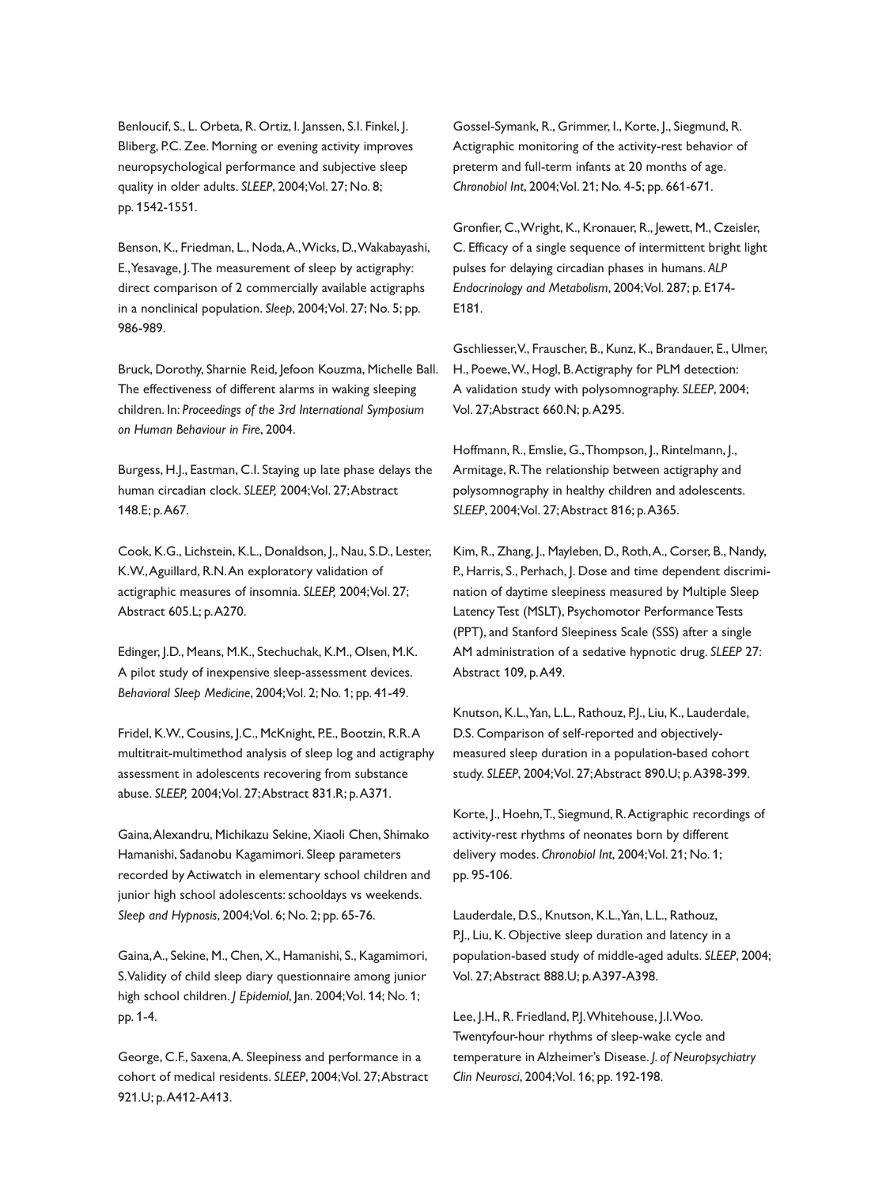Benloucif, S., L. Orbeta, R. Ortiz, I. Janssen, S.I. Finkel, J. Bliberg, P.C. Zee. Morning or evening activity improves neuropsychological performance and subjective sleep quality in older adults. *SLEEP*, 2004; Vol. 27; No. 8; pp. 1542-1551.

Benson, K., Friedman, L., Noda, A., Wicks, D., Wakabayashi, E., Yesavage, J. The measurement of sleep by actigraphy: direct comparison of 2 commercially available actigraphs in a nonclinical population. *Sleep*, 2004; Vol. 27; No. 5; pp. 986-989.

Bruck, Dorothy, Sharnie Reid, Jefoon Kouzma, Michelle Ball. The effectiveness of different alarms in waking sleeping children. In: *Proceedings of the 3rd International Symposium on Human Behaviour in Fire*, 2004.

Burgess, H.J., Eastman, C.I. Staying up late phase delays the human circadian clock. *SLEEP,* 2004; Vol. 27; Abstract 148.E; p. A67.

Cook, K.G., Lichstein, K.L., Donaldson, J., Nau, S.D., Lester, K.W., Aguillard, R.N. An exploratory validation of actigraphic measures of insomnia. *SLEEP,* 2004; Vol. 27; Abstract 605.L; p. A270.

Edinger, J.D., Means, M.K., Stechuchak, K.M., Olsen, M.K. A pilot study of inexpensive sleep-assessment devices. *Behavioral Sleep Medicine*, 2004; Vol. 2; No. 1; pp. 41-49.

Fridel, K.W., Cousins, J.C., McKnight, P.E., Bootzin, R.R. A multitrait-multimethod analysis of sleep log and actigraphy assessment in adolescents recovering from substance abuse. *SLEEP,* 2004; Vol. 27; Abstract 831.R; p. A371.

Gaina, Alexandru, Michikazu Sekine, Xiaoli Chen, Shimako Hamanishi, Sadanobu Kagamimori. Sleep parameters recorded by Actiwatch in elementary school children and junior high school adolescents: schooldays vs weekends. *Sleep and Hypnosis*, 2004; Vol. 6; No. 2; pp. 65-76.

Gaina, A., Sekine, M., Chen, X., Hamanishi, S., Kagamimori, S. Validity of child sleep diary questionnaire among junior high school children. *J Epidemiol*, Jan. 2004; Vol. 14; No. 1; pp. 1-4.

George, C.F., Saxena, A. Sleepiness and performance in a cohort of medical residents. *SLEEP*, 2004; Vol. 27; Abstract 921.U; p. A412-A413.

Gossel-Symank, R., Grimmer, I., Korte, J., Siegmund, R. Actigraphic monitoring of the activity-rest behavior of preterm and full-term infants at 20 months of age. *Chronobiol Int*, 2004; Vol. 21; No. 4-5; pp. 661-671.

Gronfier, C., Wright, K., Kronauer, R., Jewett, M., Czeisler, C. Efficacy of a single sequence of intermittent bright light pulses for delaying circadian phases in humans. *ALP Endocrinology and Metabolism*, 2004; Vol. 287; p. E174-E181.

Gschliesser, V., Frauscher, B., Kunz, K., Brandauer, E., Ulmer, H., Poewe, W., Hogl, B. Actigraphy for PLM detection: A validation study with polysomnography. *SLEEP*, 2004; Vol. 27; Abstract 660.N; p. A295.

Hoffmann, R., Emslie, G., Thompson, J., Rintelmann, J., Armitage, R. The relationship between actigraphy and polysomnography in healthy children and adolescents. *SLEEP*, 2004; Vol. 27; Abstract 816; p. A365.

Kim, R., Zhang, J., Mayleben, D., Roth, A., Corser, B., Nandy, P., Harris, S., Perhach, J. Dose and time dependent discrimination of daytime sleepiness measured by Multiple Sleep Latency Test (MSLT), Psychomotor Performance Tests (PPT), and Stanford Sleepiness Scale (SSS) after a single AM administration of a sedative hypnotic drug. *SLEEP* 27: Abstract 109, p. A49.

Knutson, K.L., Yan, L.L., Rathouz, P.J., Liu, K., Lauderdale, D.S. Comparison of self-reported and objectively-measured sleep duration in a population-based cohort study. *SLEEP*, 2004; Vol. 27; Abstract 890.U; p. A398-399.

Korte, J., Hoehn, T., Siegmund, R. Actigraphic recordings of activity-rest rhythms of neonates born by different delivery modes. *Chronobiol Int*, 2004; Vol. 21; No. 1; pp. 95-106.

Lauderdale, D.S., Knutson, K.L., Yan, L.L., Rathouz, P.J., Liu, K. Objective sleep duration and latency in a population-based study of middle-aged adults. *SLEEP*, 2004; Vol. 27; Abstract 888.U; p. A397-A398.

Lee, J.H., R. Friedland, P.J. Whitehouse, J.I. Woo. Twentyfour-hour rhythms of sleep-wake cycle and temperature in Alzheimer's Disease. *J. of Neuropsychiatry Clin Neurosci*, 2004; Vol. 16; pp. 192-198.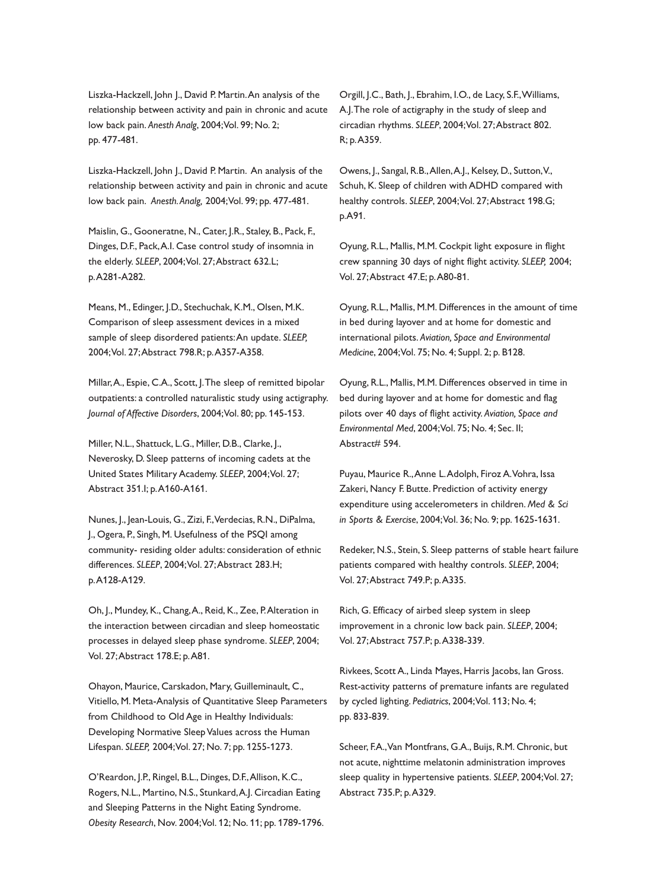Liszka-Hackzell, John J., David P. Martin. An analysis of the relationship between activity and pain in chronic and acute low back pain. *Anesth Analg*, 2004; Vol. 99; No. 2; pp. 477-481.

Liszka-Hackzell, John J., David P. Martin. An analysis of the relationship between activity and pain in chronic and acute low back pain. *Anesth. Analg,* 2004; Vol. 99; pp. 477-481.

Maislin, G., Gooneratne, N., Cater, J.R., Staley, B., Pack, F., Dinges, D.F., Pack, A.I. Case control study of insomnia in the elderly. *SLEEP*, 2004; Vol. 27; Abstract 632.L; p. A281-A282.

Means, M., Edinger, J.D., Stechuchak, K.M., Olsen, M.K. Comparison of sleep assessment devices in a mixed sample of sleep disordered patients: An update. *SLEEP,* 2004; Vol. 27; Abstract 798.R; p. A357-A358.

Millar, A., Espie, C.A., Scott, J. The sleep of remitted bipolar outpatients: a controlled naturalistic study using actigraphy. *Journal of Affective Disorders*, 2004; Vol. 80; pp. 145-153.

Miller, N.L., Shattuck, L.G., Miller, D.B., Clarke, J., Neverosky, D. Sleep patterns of incoming cadets at the United States Military Academy. *SLEEP*, 2004; Vol. 27; Abstract 351.I; p. A160-A161.

Nunes, J., Jean-Louis, G., Zizi, F., Verdecias, R.N., DiPalma, J., Ogera, P., Singh, M. Usefulness of the PSQI among community- residing older adults: consideration of ethnic differences. *SLEEP*, 2004; Vol. 27; Abstract 283.H; p. A128-A129.

Oh, J., Mundey, K., Chang, A., Reid, K., Zee, P. Alteration in the interaction between circadian and sleep homeostatic processes in delayed sleep phase syndrome. *SLEEP*, 2004; Vol. 27; Abstract 178.E; p. A81.

Ohayon, Maurice, Carskadon, Mary, Guilleminault, C., Vitiello, M. Meta-Analysis of Quantitative Sleep Parameters from Childhood to Old Age in Healthy Individuals: Developing Normative Sleep Values across the Human Lifespan. *SLEEP,* 2004; Vol. 27; No. 7; pp. 1255-1273.

O'Reardon, J.P., Ringel, B.L., Dinges, D.F., Allison, K.C., Rogers, N.L., Martino, N.S., Stunkard, A.J. Circadian Eating and Sleeping Patterns in the Night Eating Syndrome. *Obesity Research*, Nov. 2004; Vol. 12; No. 11; pp. 1789-1796.

Orgill, J.C., Bath, J., Ebrahim, I.O., de Lacy, S.F., Williams, A.J. The role of actigraphy in the study of sleep and circadian rhythms. *SLEEP*, 2004; Vol. 27; Abstract 802. R; p. A359.

Owens, J., Sangal, R.B., Allen, A.J., Kelsey, D., Sutton, V., Schuh, K. Sleep of children with ADHD compared with healthy controls. *SLEEP*, 2004; Vol. 27; Abstract 198.G; p.A91.

Oyung, R.L., Mallis, M.M. Cockpit light exposure in flight crew spanning 30 days of night flight activity. *SLEEP,* 2004; Vol. 27; Abstract 47.E; p. A80-81.

Oyung, R.L., Mallis, M.M. Differences in the amount of time in bed during layover and at home for domestic and international pilots. *Aviation, Space and Environmental Medicine*, 2004; Vol. 75; No. 4; Suppl. 2; p. B128.

Oyung, R.L., Mallis, M.M. Differences observed in time in bed during layover and at home for domestic and flag pilots over 40 days of flight activity. *Aviation, Space and Environmental Med*, 2004; Vol. 75; No. 4; Sec. II; Abstract# 594.

Puyau, Maurice R., Anne L. Adolph, Firoz A. Vohra, Issa Zakeri, Nancy F. Butte. Prediction of activity energy expenditure using accelerometers in children. *Med & Sci in Sports & Exercise*, 2004; Vol. 36; No. 9; pp. 1625-1631.

Redeker, N.S., Stein, S. Sleep patterns of stable heart failure patients compared with healthy controls. *SLEEP*, 2004; Vol. 27; Abstract 749.P; p. A335.

Rich, G. Efficacy of airbed sleep system in sleep improvement in a chronic low back pain. *SLEEP*, 2004; Vol. 27; Abstract 757.P; p. A338-339.

Rivkees, Scott A., Linda Mayes, Harris Jacobs, Ian Gross. Rest-activity patterns of premature infants are regulated by cycled lighting. *Pediatrics*, 2004; Vol. 113; No. 4; pp. 833-839.

Scheer, F.A., Van Montfrans, G.A., Buijs, R.M. Chronic, but not acute, nighttime melatonin administration improves sleep quality in hypertensive patients. *SLEEP*, 2004; Vol. 27; Abstract 735.P; p. A329.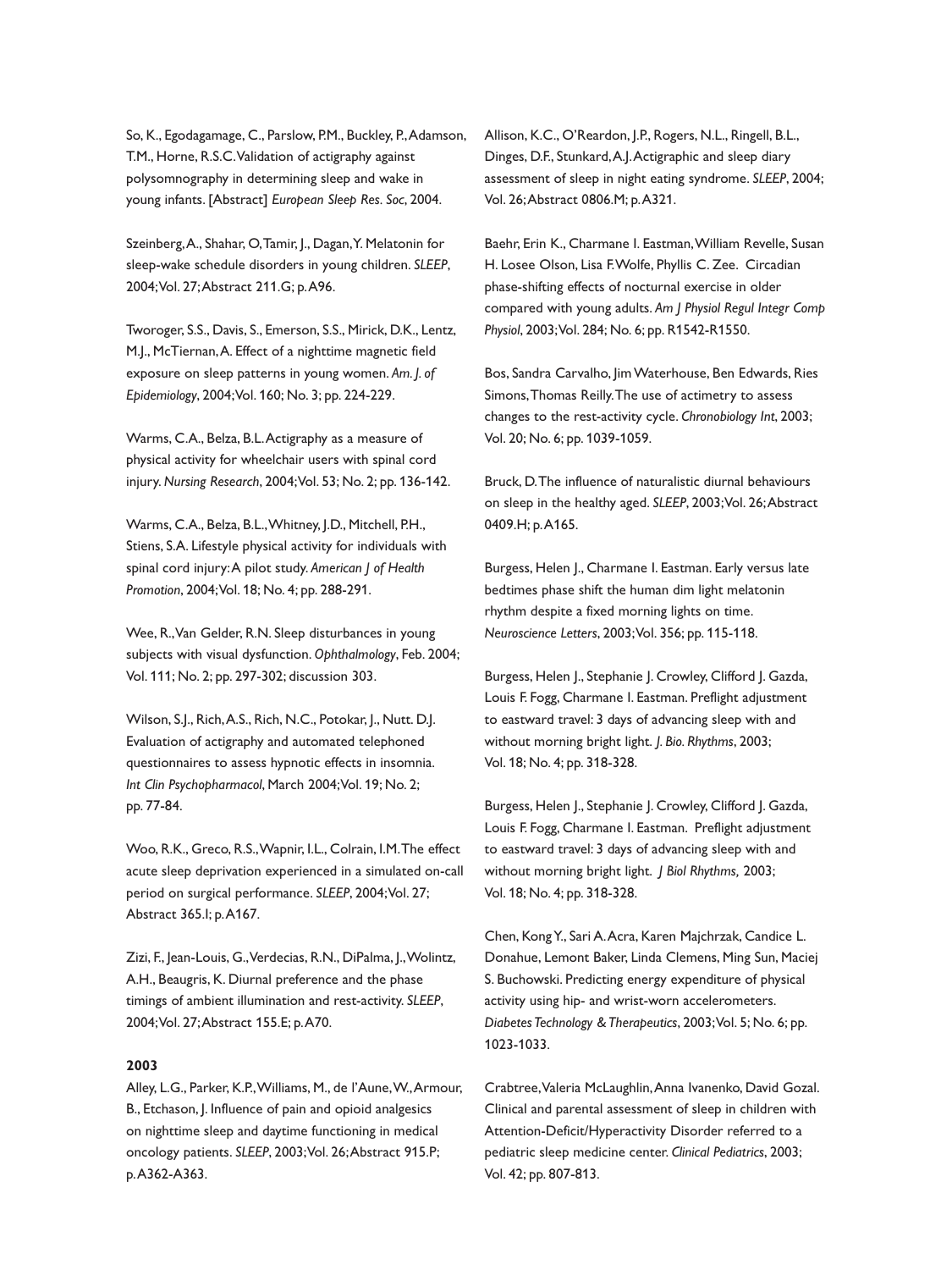So, K., Egodagamage, C., Parslow, P.M., Buckley, P., Adamson, T.M., Horne, R.S.C. Validation of actigraphy against polysomnography in determining sleep and wake in young infants. [Abstract] *European Sleep Res. Soc*, 2004.

Szeinberg, A., Shahar, O, Tamir, J., Dagan, Y. Melatonin for sleep-wake schedule disorders in young children. *SLEEP*, 2004; Vol. 27; Abstract 211.G; p. A96.

Tworoger, S.S., Davis, S., Emerson, S.S., Mirick, D.K., Lentz, M.J., McTiernan, A. Effect of a nighttime magnetic field exposure on sleep patterns in young women. *Am. J. of Epidemiology*, 2004; Vol. 160; No. 3; pp. 224-229.

Warms, C.A., Belza, B.L. Actigraphy as a measure of physical activity for wheelchair users with spinal cord injury. *Nursing Research*, 2004; Vol. 53; No. 2; pp. 136-142.

Warms, C.A., Belza, B.L., Whitney, J.D., Mitchell, P.H., Stiens, S.A. Lifestyle physical activity for individuals with spinal cord injury: A pilot study. *American J of Health Promotion*, 2004; Vol. 18; No. 4; pp. 288-291.

Wee, R., Van Gelder, R.N. Sleep disturbances in young subjects with visual dysfunction. *Ophthalmology*, Feb. 2004; Vol. 111; No. 2; pp. 297-302; discussion 303.

Wilson, S.J., Rich, A.S., Rich, N.C., Potokar, J., Nutt. D.J. Evaluation of actigraphy and automated telephoned questionnaires to assess hypnotic effects in insomnia. *Int Clin Psychopharmacol*, March 2004; Vol. 19; No. 2; pp. 77-84.

Woo, R.K., Greco, R.S., Wapnir, I.L., Colrain, I.M. The effect acute sleep deprivation experienced in a simulated on-call period on surgical performance. *SLEEP*, 2004; Vol. 27; Abstract 365.I; p. A167.

Zizi, F., Jean-Louis, G., Verdecias, R.N., DiPalma, J., Wolintz, A.H., Beaugris, K. Diurnal preference and the phase timings of ambient illumination and rest-activity. *SLEEP*, 2004; Vol. 27; Abstract 155.E; p. A70.

**2003**

Alley, L.G., Parker, K.P., Williams, M., de l'Aune, W., Armour, B., Etchason, J. Influence of pain and opioid analgesics on nighttime sleep and daytime functioning in medical oncology patients. *SLEEP*, 2003; Vol. 26; Abstract 915.P; p. A362-A363.

Allison, K.C., O'Reardon, J.P., Rogers, N.L., Ringell, B.L., Dinges, D.F., Stunkard, A.J. Actigraphic and sleep diary assessment of sleep in night eating syndrome. *SLEEP*, 2004; Vol. 26; Abstract 0806.M; p. A321.

Baehr, Erin K., Charmane I. Eastman, William Revelle, Susan H. Losee Olson, Lisa F. Wolfe, Phyllis C. Zee. Circadian phase-shifting effects of nocturnal exercise in older compared with young adults. *Am J Physiol Regul Integr Comp Physiol*, 2003; Vol. 284; No. 6; pp. R1542-R1550.

Bos, Sandra Carvalho, Jim Waterhouse, Ben Edwards, Ries Simons, Thomas Reilly. The use of actimetry to assess changes to the rest-activity cycle. *Chronobiology Int*, 2003; Vol. 20; No. 6; pp. 1039-1059.

Bruck, D. The influence of naturalistic diurnal behaviours on sleep in the healthy aged. *SLEEP*, 2003; Vol. 26; Abstract 0409.H; p. A165.

Burgess, Helen J., Charmane I. Eastman. Early versus late bedtimes phase shift the human dim light melatonin rhythm despite a fixed morning lights on time. *Neuroscience Letters*, 2003; Vol. 356; pp. 115-118.

Burgess, Helen J., Stephanie J. Crowley, Clifford J. Gazda, Louis F. Fogg, Charmane I. Eastman. Preflight adjustment to eastward travel: 3 days of advancing sleep with and without morning bright light. *J. Bio. Rhythms*, 2003; Vol. 18; No. 4; pp. 318-328.

Burgess, Helen J., Stephanie J. Crowley, Clifford J. Gazda, Louis F. Fogg, Charmane I. Eastman. Preflight adjustment to eastward travel: 3 days of advancing sleep with and without morning bright light. *J Biol Rhythms,* 2003; Vol. 18; No. 4; pp. 318-328.

Chen, Kong Y., Sari A. Acra, Karen Majchrzak, Candice L. Donahue, Lemont Baker, Linda Clemens, Ming Sun, Maciej S. Buchowski. Predicting energy expenditure of physical activity using hip- and wrist-worn accelerometers. *Diabetes Technology & Therapeutics*, 2003; Vol. 5; No. 6; pp. 1023-1033.

Crabtree, Valeria McLaughlin, Anna Ivanenko, David Gozal. Clinical and parental assessment of sleep in children with Attention-Deficit/Hyperactivity Disorder referred to a pediatric sleep medicine center. *Clinical Pediatrics*, 2003; Vol. 42; pp. 807-813.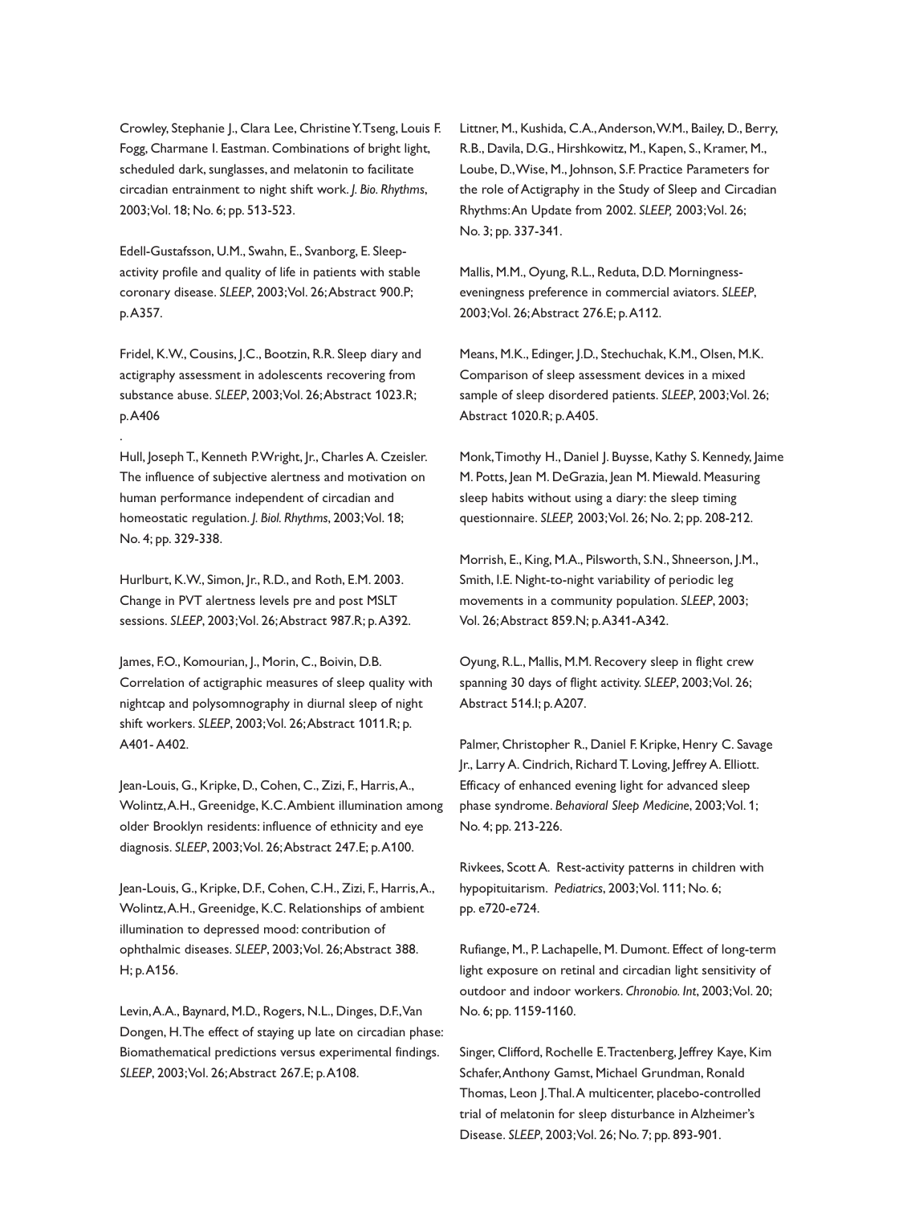Crowley, Stephanie J., Clara Lee, Christine Y. Tseng, Louis F. Fogg, Charmane I. Eastman. Combinations of bright light, scheduled dark, sunglasses, and melatonin to facilitate circadian entrainment to night shift work. *J. Bio. Rhythms*, 2003; Vol. 18; No. 6; pp. 513-523.

Edell-Gustafsson, U.M., Swahn, E., Svanborg, E. Sleep-activity profile and quality of life in patients with stable coronary disease. *SLEEP*, 2003; Vol. 26; Abstract 900.P; p. A357.

Fridel, K.W., Cousins, J.C., Bootzin, R.R. Sleep diary and actigraphy assessment in adolescents recovering from substance abuse. *SLEEP*, 2003; Vol. 26; Abstract 1023.R; p. A406

.

Hull, Joseph T., Kenneth P. Wright, Jr., Charles A. Czeisler. The influence of subjective alertness and motivation on human performance independent of circadian and homeostatic regulation. *J. Biol. Rhythms*, 2003; Vol. 18; No. 4; pp. 329-338.

Hurlburt, K.W., Simon, Jr., R.D., and Roth, E.M. 2003. Change in PVT alertness levels pre and post MSLT sessions. *SLEEP*, 2003; Vol. 26; Abstract 987.R; p. A392.

James, F.O., Komourian, J., Morin, C., Boivin, D.B. Correlation of actigraphic measures of sleep quality with nightcap and polysomnography in diurnal sleep of night shift workers. *SLEEP*, 2003; Vol. 26; Abstract 1011.R; p. A401- A402.

Jean-Louis, G., Kripke, D., Cohen, C., Zizi, F., Harris, A., Wolintz, A.H., Greenidge, K.C. Ambient illumination among older Brooklyn residents: influence of ethnicity and eye diagnosis. *SLEEP*, 2003; Vol. 26; Abstract 247.E; p. A100.

Jean-Louis, G., Kripke, D.F., Cohen, C.H., Zizi, F., Harris, A., Wolintz, A.H., Greenidge, K.C. Relationships of ambient illumination to depressed mood: contribution of ophthalmic diseases. *SLEEP*, 2003; Vol. 26; Abstract 388. H; p. A156.

Levin, A.A., Baynard, M.D., Rogers, N.L., Dinges, D.F., Van Dongen, H. The effect of staying up late on circadian phase: Biomathematical predictions versus experimental findings. *SLEEP*, 2003; Vol. 26; Abstract 267.E; p. A108.

Littner, M., Kushida, C.A., Anderson, W.M., Bailey, D., Berry, R.B., Davila, D.G., Hirshkowitz, M., Kapen, S., Kramer, M., Loube, D., Wise, M., Johnson, S.F. Practice Parameters for the role of Actigraphy in the Study of Sleep and Circadian Rhythms: An Update from 2002. *SLEEP,* 2003; Vol. 26; No. 3; pp. 337-341.

Mallis, M.M., Oyung, R.L., Reduta, D.D. Morningness-eveningness preference in commercial aviators. *SLEEP*, 2003; Vol. 26; Abstract 276.E; p. A112.

Means, M.K., Edinger, J.D., Stechuchak, K.M., Olsen, M.K. Comparison of sleep assessment devices in a mixed sample of sleep disordered patients. *SLEEP*, 2003; Vol. 26; Abstract 1020.R; p. A405.

Monk, Timothy H., Daniel J. Buysse, Kathy S. Kennedy, Jaime M. Potts, Jean M. DeGrazia, Jean M. Miewald. Measuring sleep habits without using a diary: the sleep timing questionnaire. *SLEEP,* 2003; Vol. 26; No. 2; pp. 208-212.

Morrish, E., King, M.A., Pilsworth, S.N., Shneerson, J.M., Smith, I.E. Night-to-night variability of periodic leg movements in a community population. *SLEEP*, 2003; Vol. 26; Abstract 859.N; p. A341-A342.

Oyung, R.L., Mallis, M.M. Recovery sleep in flight crew spanning 30 days of flight activity. *SLEEP*, 2003; Vol. 26; Abstract 514.I; p. A207.

Palmer, Christopher R., Daniel F. Kripke, Henry C. Savage Jr., Larry A. Cindrich, Richard T. Loving, Jeffrey A. Elliott. Efficacy of enhanced evening light for advanced sleep phase syndrome. *Behavioral Sleep Medicine*, 2003; Vol. 1; No. 4; pp. 213-226.

Rivkees, Scott A. Rest-activity patterns in children with hypopituitarism. *Pediatrics*, 2003; Vol. 111; No. 6; pp. e720-e724.

Rufiange, M., P. Lachapelle, M. Dumont. Effect of long-term light exposure on retinal and circadian light sensitivity of outdoor and indoor workers. *Chronobio. Int*, 2003; Vol. 20; No. 6; pp. 1159-1160.

Singer, Clifford, Rochelle E. Tractenberg, Jeffrey Kaye, Kim Schafer, Anthony Gamst, Michael Grundman, Ronald Thomas, Leon J. Thal. A multicenter, placebo-controlled trial of melatonin for sleep disturbance in Alzheimer's Disease. *SLEEP*, 2003; Vol. 26; No. 7; pp. 893-901.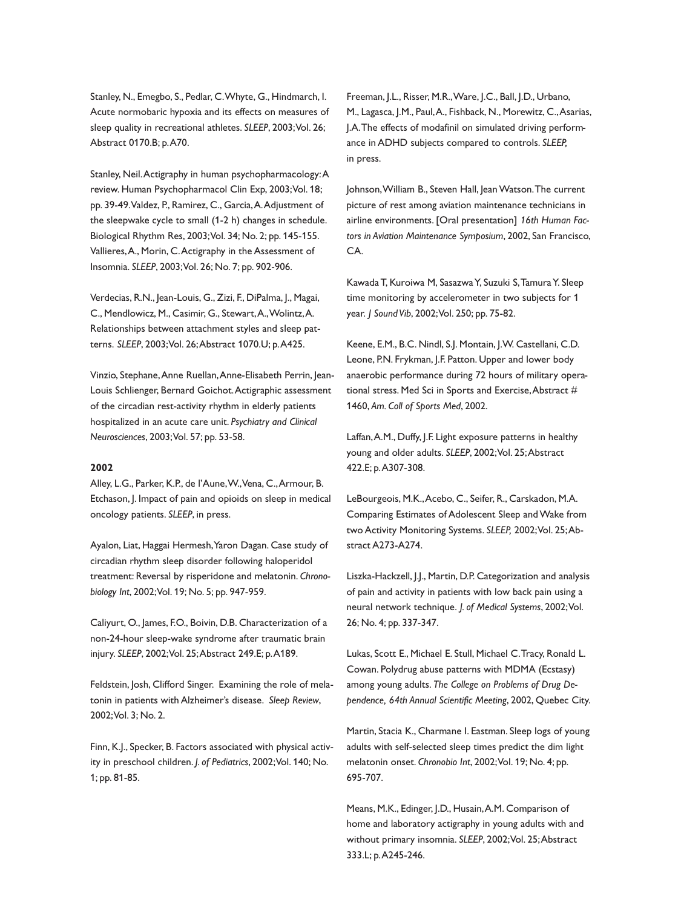Stanley, N., Emegbo, S., Pedlar, C. Whyte, G., Hindmarch, I. Acute normobaric hypoxia and its effects on measures of sleep quality in recreational athletes. *SLEEP*, 2003; Vol. 26; Abstract 0170.B; p. A70.

Stanley, Neil. Actigraphy in human psychopharmacology: A review. Human Psychopharmacol Clin Exp, 2003; Vol. 18; pp. 39-49. Valdez, P., Ramirez, C., Garcia, A. Adjustment of the sleepwake cycle to small (1-2 h) changes in schedule. Biological Rhythm Res, 2003; Vol. 34; No. 2; pp. 145-155. Vallieres, A., Morin, C. Actigraphy in the Assessment of Insomnia. *SLEEP*, 2003; Vol. 26; No. 7; pp. 902-906.

Verdecias, R.N., Jean-Louis, G., Zizi, F., DiPalma, J., Magai, C., Mendlowicz, M., Casimir, G., Stewart, A., Wolintz, A. Relationships between attachment styles and sleep patterns. *SLEEP*, 2003; Vol. 26; Abstract 1070.U; p. A425.

Vinzio, Stephane, Anne Ruellan, Anne-Elisabeth Perrin, Jean-Louis Schlienger, Bernard Goichot. Actigraphic assessment of the circadian rest-activity rhythm in elderly patients hospitalized in an acute care unit. *Psychiatry and Clinical Neurosciences*, 2003; Vol. 57; pp. 53-58.

**2002**

Alley, L.G., Parker, K.P., de l'Aune, W., Vena, C., Armour, B. Etchason, J. Impact of pain and opioids on sleep in medical oncology patients. *SLEEP*, in press.

Ayalon, Liat, Haggai Hermesh, Yaron Dagan. Case study of circadian rhythm sleep disorder following haloperidol treatment: Reversal by risperidone and melatonin. *Chronobiology Int*, 2002; Vol. 19; No. 5; pp. 947-959.

Caliyurt, O., James, F.O., Boivin, D.B. Characterization of a non-24-hour sleep-wake syndrome after traumatic brain injury. *SLEEP*, 2002; Vol. 25; Abstract 249.E; p. A189.

Feldstein, Josh, Clifford Singer. Examining the role of melatonin in patients with Alzheimer's disease. *Sleep Review*, 2002; Vol. 3; No. 2.

Finn, K.J., Specker, B. Factors associated with physical activity in preschool children. *J. of Pediatrics*, 2002; Vol. 140; No. 1; pp. 81-85.

Freeman, J.L., Risser, M.R., Ware, J.C., Ball, J.D., Urbano, M., Lagasca, J.M., Paul, A., Fishback, N., Morewitz, C., Asarias, J.A. The effects of modafinil on simulated driving performance in ADHD subjects compared to controls. *SLEEP*, in press.

Johnson, William B., Steven Hall, Jean Watson. The current picture of rest among aviation maintenance technicians in airline environments. [Oral presentation] *16th Human Factors in Aviation Maintenance Symposium*, 2002, San Francisco, CA.

Kawada T, Kuroiwa M, Sasazwa Y, Suzuki S, Tamura Y. Sleep time monitoring by accelerometer in two subjects for 1 year. *J Sound Vib*, 2002; Vol. 250; pp. 75-82.

Keene, E.M., B.C. Nindl, S.J. Montain, J.W. Castellani, C.D. Leone, P.N. Frykman, J.F. Patton. Upper and lower body anaerobic performance during 72 hours of military operational stress. Med Sci in Sports and Exercise, Abstract # 1460, *Am. Coll of Sports Med*, 2002.

Laffan, A.M., Duffy, J.F. Light exposure patterns in healthy young and older adults. *SLEEP*, 2002; Vol. 25; Abstract 422.E; p. A307-308.

LeBourgeois, M.K., Acebo, C., Seifer, R., Carskadon, M.A. Comparing Estimates of Adolescent Sleep and Wake from two Activity Monitoring Systems. *SLEEP*, 2002; Vol. 25; Abstract A273-A274.

Liszka-Hackzell, J.J., Martin, D.P. Categorization and analysis of pain and activity in patients with low back pain using a neural network technique. *J. of Medical Systems*, 2002; Vol. 26; No. 4; pp. 337-347.

Lukas, Scott E., Michael E. Stull, Michael C. Tracy, Ronald L. Cowan. Polydrug abuse patterns with MDMA (Ecstasy) among young adults. *The College on Problems of Drug Dependence, 64th Annual Scientific Meeting*, 2002, Quebec City.

Martin, Stacia K., Charmane I. Eastman. Sleep logs of young adults with self-selected sleep times predict the dim light melatonin onset. *Chronobio Int*, 2002; Vol. 19; No. 4; pp. 695-707.

Means, M.K., Edinger, J.D., Husain, A.M. Comparison of home and laboratory actigraphy in young adults with and without primary insomnia. *SLEEP*, 2002; Vol. 25; Abstract 333.L; p. A245-246.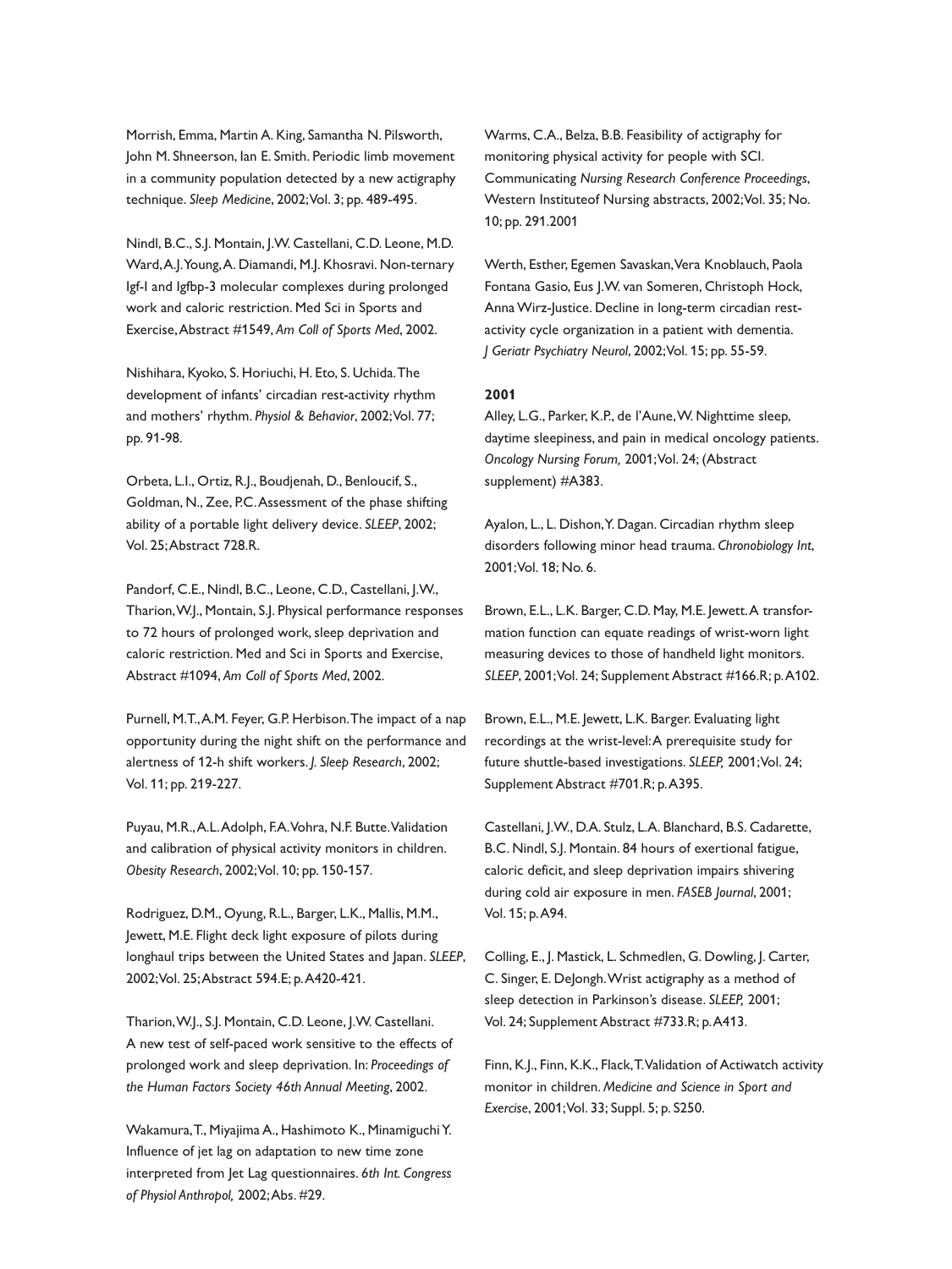Morrish, Emma, Martin A. King, Samantha N. Pilsworth, John M. Shneerson, Ian E. Smith. Periodic limb movement in a community population detected by a new actigraphy technique. *Sleep Medicine*, 2002; Vol. 3; pp. 489-495.

Nindl, B.C., S.J. Montain, J.W. Castellani, C.D. Leone, M.D. Ward, A.J. Young, A. Diamandi, M.J. Khosravi. Non-ternary Igf-I and Igfbp-3 molecular complexes during prolonged work and caloric restriction. Med Sci in Sports and Exercise, Abstract #1549, *Am Coll of Sports Med*, 2002.

Nishihara, Kyoko, S. Horiuchi, H. Eto, S. Uchida. The development of infants' circadian rest-activity rhythm and mothers' rhythm. *Physiol & Behavior*, 2002; Vol. 77; pp. 91-98.

Orbeta, L.I., Ortiz, R.J., Boudjenah, D., Benloucif, S., Goldman, N., Zee, P.C. Assessment of the phase shifting ability of a portable light delivery device. *SLEEP*, 2002; Vol. 25; Abstract 728.R.

Pandorf, C.E., Nindl, B.C., Leone, C.D., Castellani, J.W., Tharion, W.J., Montain, S.J. Physical performance responses to 72 hours of prolonged work, sleep deprivation and caloric restriction. Med and Sci in Sports and Exercise, Abstract #1094, *Am Coll of Sports Med*, 2002.

Purnell, M.T., A.M. Feyer, G.P. Herbison. The impact of a nap opportunity during the night shift on the performance and alertness of 12-h shift workers. *J. Sleep Research*, 2002; Vol. 11; pp. 219-227.

Puyau, M.R., A.L. Adolph, F.A. Vohra, N.F. Butte. Validation and calibration of physical activity monitors in children. *Obesity Research*, 2002; Vol. 10; pp. 150-157.

Rodriguez, D.M., Oyung, R.L., Barger, L.K., Mallis, M.M., Jewett, M.E. Flight deck light exposure of pilots during longhaul trips between the United States and Japan. *SLEEP*, 2002; Vol. 25; Abstract 594.E; p. A420-421.

Tharion, W.J., S.J. Montain, C.D. Leone, J.W. Castellani. A new test of self-paced work sensitive to the effects of prolonged work and sleep deprivation. In: *Proceedings of the Human Factors Society 46th Annual Meeting*, 2002.

Wakamura, T., Miyajima A., Hashimoto K., Minamiguchi Y. Influence of jet lag on adaptation to new time zone interpreted from Jet Lag questionnaires. *6th Int. Congress of Physiol Anthropol,* 2002; Abs. #29.

Warms, C.A., Belza, B.B. Feasibility of actigraphy for monitoring physical activity for people with SCI. Communicating *Nursing Research Conference Proceedings*, Western Instituteof Nursing abstracts, 2002; Vol. 35; No. 10; pp. 291.2001

Werth, Esther, Egemen Savaskan, Vera Knoblauch, Paola Fontana Gasio, Eus J.W. van Someren, Christoph Hock, Anna Wirz-Justice. Decline in long-term circadian rest-activity cycle organization in a patient with dementia. *J Geriatr Psychiatry Neurol*, 2002; Vol. 15; pp. 55-59.

**2001**

Alley, L.G., Parker, K.P., de l'Aune, W. Nighttime sleep, daytime sleepiness, and pain in medical oncology patients. *Oncology Nursing Forum,* 2001; Vol. 24; (Abstract supplement) #A383.

Ayalon, L., L. Dishon, Y. Dagan. Circadian rhythm sleep disorders following minor head trauma. *Chronobiology Int*, 2001; Vol. 18; No. 6.

Brown, E.L., L.K. Barger, C.D. May, M.E. Jewett. A transformation function can equate readings of wrist-worn light measuring devices to those of handheld light monitors. *SLEEP*, 2001; Vol. 24; Supplement Abstract #166.R; p. A102.

Brown, E.L., M.E. Jewett, L.K. Barger. Evaluating light recordings at the wrist-level: A prerequisite study for future shuttle-based investigations. *SLEEP,* 2001; Vol. 24; Supplement Abstract #701.R; p. A395.

Castellani, J.W., D.A. Stulz, L.A. Blanchard, B.S. Cadarette, B.C. Nindl, S.J. Montain. 84 hours of exertional fatigue, caloric deficit, and sleep deprivation impairs shivering during cold air exposure in men. *FASEB Journal*, 2001; Vol. 15; p. A94.

Colling, E., J. Mastick, L. Schmedlen, G. Dowling, J. Carter, C. Singer, E. DeJongh. Wrist actigraphy as a method of sleep detection in Parkinson's disease. *SLEEP,* 2001; Vol. 24; Supplement Abstract #733.R; p. A413.

Finn, K.J., Finn, K.K., Flack, T. Validation of Actiwatch activity monitor in children. *Medicine and Science in Sport and Exercise*, 2001; Vol. 33; Suppl. 5; p. S250.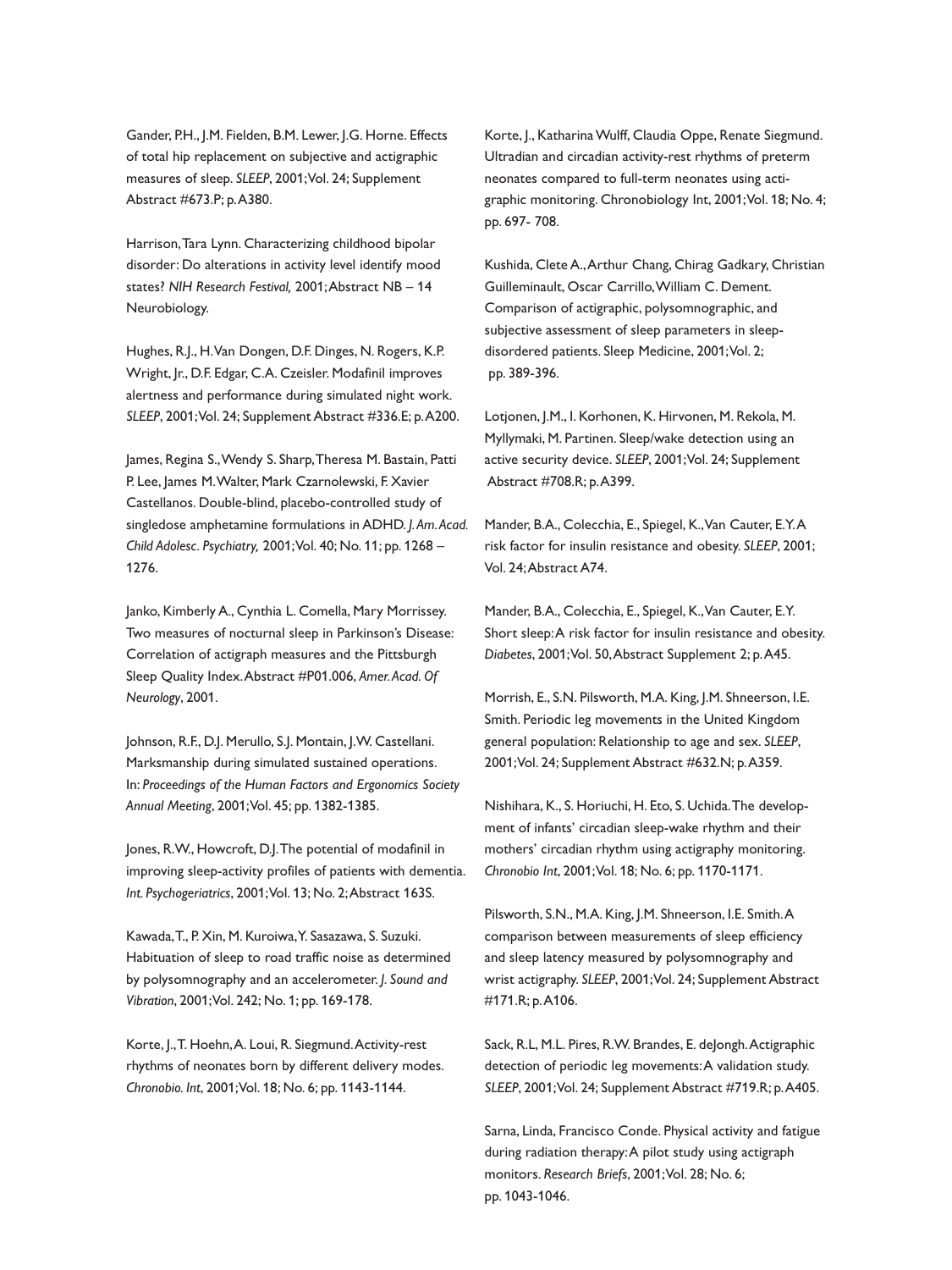Gander, P.H., J.M. Fielden, B.M. Lewer, J.G. Horne. Effects of total hip replacement on subjective and actigraphic measures of sleep. *SLEEP*, 2001; Vol. 24; Supplement Abstract #673.P; p. A380.

Harrison, Tara Lynn. Characterizing childhood bipolar disorder: Do alterations in activity level identify mood states? *NIH Research Festival,* 2001; Abstract NB – 14 Neurobiology.

Hughes, R.J., H. Van Dongen, D.F. Dinges, N. Rogers, K.P. Wright, Jr., D.F. Edgar, C.A. Czeisler. Modafinil improves alertness and performance during simulated night work. *SLEEP*, 2001; Vol. 24; Supplement Abstract #336.E; p. A200.

James, Regina S., Wendy S. Sharp, Theresa M. Bastain, Patti P. Lee, James M. Walter, Mark Czarnolewski, F. Xavier Castellanos. Double-blind, placebo-controlled study of singledose amphetamine formulations in ADHD. *J. Am. Acad. Child Adolesc. Psychiatry,* 2001; Vol. 40; No. 11; pp. 1268 – 1276.

Janko, Kimberly A., Cynthia L. Comella, Mary Morrissey. Two measures of nocturnal sleep in Parkinson's Disease: Correlation of actigraph measures and the Pittsburgh Sleep Quality Index. Abstract #P01.006, *Amer. Acad. Of Neurology*, 2001.

Johnson, R.F., D.J. Merullo, S.J. Montain, J.W. Castellani. Marksmanship during simulated sustained operations. In: *Proceedings of the Human Factors and Ergonomics Society Annual Meeting*, 2001; Vol. 45; pp. 1382-1385.

Jones, R.W., Howcroft, D.J. The potential of modafinil in improving sleep-activity profiles of patients with dementia. *Int. Psychogeriatrics*, 2001; Vol. 13; No. 2; Abstract 163S.

Kawada, T., P. Xin, M. Kuroiwa, Y. Sasazawa, S. Suzuki. Habituation of sleep to road traffic noise as determined by polysomnography and an accelerometer. *J. Sound and Vibration*, 2001; Vol. 242; No. 1; pp. 169-178.

Korte, J., T. Hoehn, A. Loui, R. Siegmund. Activity-rest rhythms of neonates born by different delivery modes. *Chronobio. Int*, 2001; Vol. 18; No. 6; pp. 1143-1144.

Korte, J., Katharina Wulff, Claudia Oppe, Renate Siegmund. Ultradian and circadian activity-rest rhythms of preterm neonates compared to full-term neonates using actigraphic monitoring. Chronobiology Int, 2001; Vol. 18; No. 4; pp. 697- 708.

Kushida, Clete A., Arthur Chang, Chirag Gadkary, Christian Guilleminault, Oscar Carrillo, William C. Dement. Comparison of actigraphic, polysomnographic, and subjective assessment of sleep parameters in sleep-disordered patients. Sleep Medicine, 2001; Vol. 2; pp. 389-396.

Lotjonen, J.M., I. Korhonen, K. Hirvonen, M. Rekola, M. Myllymaki, M. Partinen. Sleep/wake detection using an active security device. *SLEEP*, 2001; Vol. 24; Supplement Abstract #708.R; p. A399.

Mander, B.A., Colecchia, E., Spiegel, K., Van Cauter, E.Y. A risk factor for insulin resistance and obesity. *SLEEP*, 2001; Vol. 24; Abstract A74.

Mander, B.A., Colecchia, E., Spiegel, K., Van Cauter, E.Y. Short sleep: A risk factor for insulin resistance and obesity. *Diabetes*, 2001; Vol. 50, Abstract Supplement 2; p. A45.

Morrish, E., S.N. Pilsworth, M.A. King, J.M. Shneerson, I.E. Smith. Periodic leg movements in the United Kingdom general population: Relationship to age and sex. *SLEEP*, 2001; Vol. 24; Supplement Abstract #632.N; p. A359.

Nishihara, K., S. Horiuchi, H. Eto, S. Uchida. The development of infants' circadian sleep-wake rhythm and their mothers' circadian rhythm using actigraphy monitoring. *Chronobio Int*, 2001; Vol. 18; No. 6; pp. 1170-1171.

Pilsworth, S.N., M.A. King, J.M. Shneerson, I.E. Smith. A comparison between measurements of sleep efficiency and sleep latency measured by polysomnography and wrist actigraphy. *SLEEP*, 2001; Vol. 24; Supplement Abstract #171.R; p. A106.

Sack, R.L, M.L. Pires, R.W. Brandes, E. deJongh. Actigraphic detection of periodic leg movements: A validation study. *SLEEP*, 2001; Vol. 24; Supplement Abstract #719.R; p. A405.

Sarna, Linda, Francisco Conde. Physical activity and fatigue during radiation therapy: A pilot study using actigraph monitors. *Research Briefs*, 2001; Vol. 28; No. 6; pp. 1043-1046.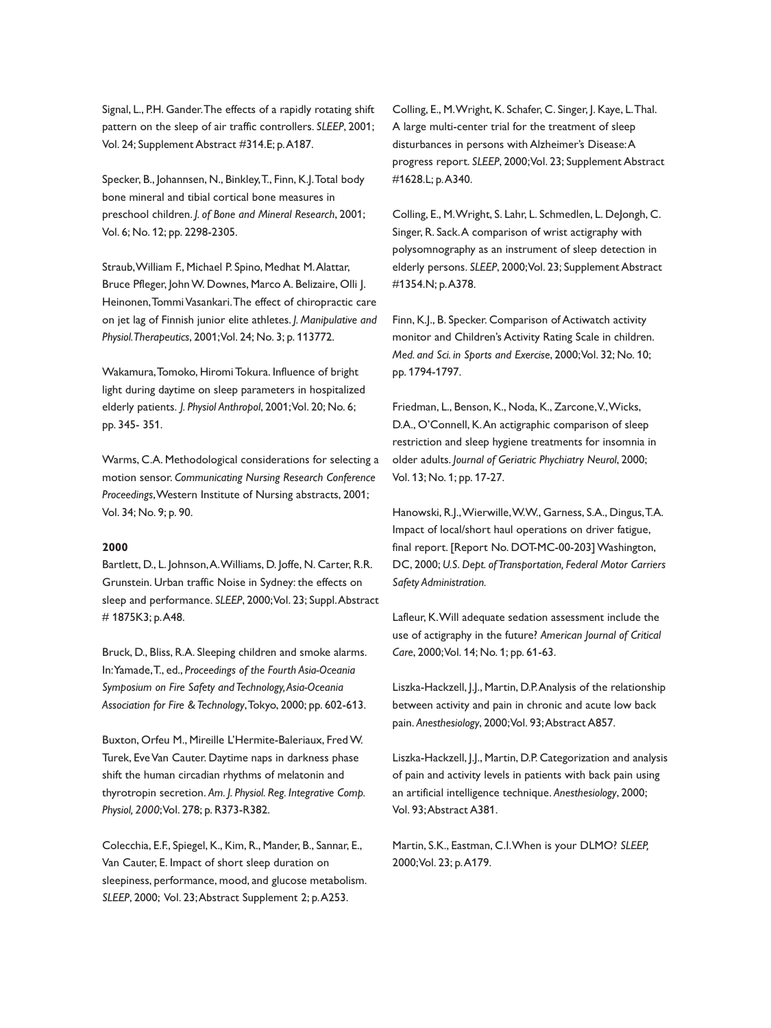Signal, L., P.H. Gander. The effects of a rapidly rotating shift pattern on the sleep of air traffic controllers. *SLEEP*, 2001; Vol. 24; Supplement Abstract #314.E; p. A187.

Specker, B., Johannsen, N., Binkley, T., Finn, K.J. Total body bone mineral and tibial cortical bone measures in preschool children. *J. of Bone and Mineral Research*, 2001; Vol. 6; No. 12; pp. 2298-2305.

Straub, William F., Michael P. Spino, Medhat M. Alattar, Bruce Pfleger, John W. Downes, Marco A. Belizaire, Olli J. Heinonen, Tommi Vasankari. The effect of chiropractic care on jet lag of Finnish junior elite athletes. *J. Manipulative and Physiol. Therapeutics*, 2001; Vol. 24; No. 3; p. 113772.

Wakamura, Tomoko, Hiromi Tokura. Influence of bright light during daytime on sleep parameters in hospitalized elderly patients. *J. Physiol Anthropol*, 2001; Vol. 20; No. 6; pp. 345- 351.

Warms, C.A. Methodological considerations for selecting a motion sensor. *Communicating Nursing Research Conference Proceedings*, Western Institute of Nursing abstracts, 2001; Vol. 34; No. 9; p. 90.

**2000**

Bartlett, D., L. Johnson, A. Williams, D. Joffe, N. Carter, R.R. Grunstein. Urban traffic Noise in Sydney: the effects on sleep and performance. *SLEEP*, 2000; Vol. 23; Suppl. Abstract # 1875K3; p. A48.

Bruck, D., Bliss, R.A. Sleeping children and smoke alarms. In: Yamade, T., ed., *Proceedings of the Fourth Asia-Oceania Symposium on Fire Safety and Technology, Asia-Oceania Association for Fire & Technology*, Tokyo, 2000; pp. 602-613.

Buxton, Orfeu M., Mireille L'Hermite-Baleriaux, Fred W. Turek, Eve Van Cauter. Daytime naps in darkness phase shift the human circadian rhythms of melatonin and thyrotropin secretion. *Am. J. Physiol. Reg. Integrative Comp. Physiol, 2000*; Vol. 278; p. R373-R382.

Colecchia, E.F., Spiegel, K., Kim, R., Mander, B., Sannar, E., Van Cauter, E. Impact of short sleep duration on sleepiness, performance, mood, and glucose metabolism. *SLEEP*, 2000; Vol. 23; Abstract Supplement 2; p. A253.

Colling, E., M. Wright, K. Schafer, C. Singer, J. Kaye, L. Thal. A large multi-center trial for the treatment of sleep disturbances in persons with Alzheimer's Disease: A progress report. *SLEEP*, 2000; Vol. 23; Supplement Abstract #1628.L; p. A340.

Colling, E., M. Wright, S. Lahr, L. Schmedlen, L. DeJongh, C. Singer, R. Sack. A comparison of wrist actigraphy with polysomnography as an instrument of sleep detection in elderly persons. *SLEEP*, 2000; Vol. 23; Supplement Abstract #1354.N; p. A378.

Finn, K.J., B. Specker. Comparison of Actiwatch activity monitor and Children's Activity Rating Scale in children. *Med. and Sci. in Sports and Exercise*, 2000; Vol. 32; No. 10; pp. 1794-1797.

Friedman, L., Benson, K., Noda, K., Zarcone, V., Wicks, D.A., O'Connell, K. An actigraphic comparison of sleep restriction and sleep hygiene treatments for insomnia in older adults. *Journal of Geriatric Phychiatry Neurol*, 2000; Vol. 13; No. 1; pp. 17-27.

Hanowski, R.J., Wierwille, W.W., Garness, S.A., Dingus, T.A. Impact of local/short haul operations on driver fatigue, final report. [Report No. DOT-MC-00-203] Washington, DC, 2000; *U.S. Dept. of Transportation, Federal Motor Carriers Safety Administration.*

Lafleur, K. Will adequate sedation assessment include the use of actigraphy in the future? *American Journal of Critical Care*, 2000; Vol. 14; No. 1; pp. 61-63.

Liszka-Hackzell, J.J., Martin, D.P. Analysis of the relationship between activity and pain in chronic and acute low back pain. *Anesthesiology*, 2000; Vol. 93; Abstract A857.

Liszka-Hackzell, J.J., Martin, D.P. Categorization and analysis of pain and activity levels in patients with back pain using an artificial intelligence technique. *Anesthesiology*, 2000; Vol. 93; Abstract A381.

Martin, S.K., Eastman, C.I. When is your DLMO? *SLEEP,* 2000; Vol. 23; p. A179.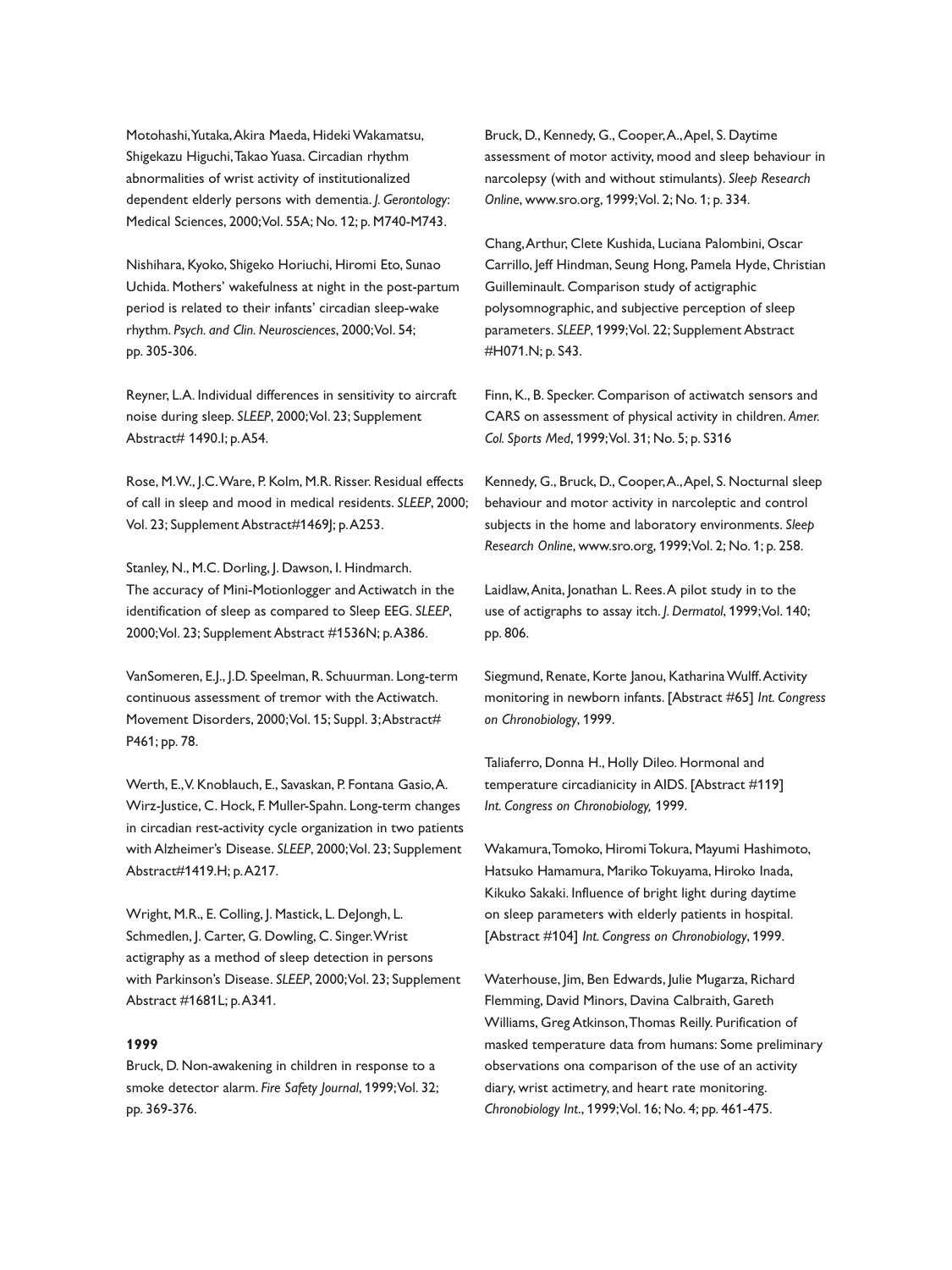Motohashi, Yutaka, Akira Maeda, Hideki Wakamatsu, Shigekazu Higuchi, Takao Yuasa. Circadian rhythm abnormalities of wrist activity of institutionalized dependent elderly persons with dementia. *J. Gerontology*: Medical Sciences, 2000; Vol. 55A; No. 12; p. M740-M743.

Nishihara, Kyoko, Shigeko Horiuchi, Hiromi Eto, Sunao Uchida. Mothers' wakefulness at night in the post-partum period is related to their infants' circadian sleep-wake rhythm. *Psych. and Clin. Neurosciences*, 2000; Vol. 54; pp. 305-306.

Reyner, L.A. Individual differences in sensitivity to aircraft noise during sleep. *SLEEP*, 2000; Vol. 23; Supplement Abstract# 1490.I; p. A54.

Rose, M.W., J.C. Ware, P. Kolm, M.R. Risser. Residual effects of call in sleep and mood in medical residents. *SLEEP*, 2000; Vol. 23; Supplement Abstract#1469J; p. A253.

Stanley, N., M.C. Dorling, J. Dawson, I. Hindmarch. The accuracy of Mini-Motionlogger and Actiwatch in the identification of sleep as compared to Sleep EEG. *SLEEP*, 2000; Vol. 23; Supplement Abstract #1536N; p. A386.

VanSomeren, E.J., J.D. Speelman, R. Schuurman. Long-term continuous assessment of tremor with the Actiwatch. Movement Disorders, 2000; Vol. 15; Suppl. 3; Abstract# P461; pp. 78.

Werth, E., V. Knoblauch, E., Savaskan, P. Fontana Gasio, A. Wirz-Justice, C. Hock, F. Muller-Spahn. Long-term changes in circadian rest-activity cycle organization in two patients with Alzheimer's Disease. *SLEEP*, 2000; Vol. 23; Supplement Abstract#1419.H; p. A217.

Wright, M.R., E. Colling, J. Mastick, L. DeJongh, L. Schmedlen, J. Carter, G. Dowling, C. Singer. Wrist actigraphy as a method of sleep detection in persons with Parkinson's Disease. *SLEEP*, 2000; Vol. 23; Supplement Abstract #1681L; p. A341.

**1999**

Bruck, D. Non-awakening in children in response to a smoke detector alarm. *Fire Safety Journal*, 1999; Vol. 32; pp. 369-376.

Bruck, D., Kennedy, G., Cooper, A., Apel, S. Daytime assessment of motor activity, mood and sleep behaviour in narcolepsy (with and without stimulants). *Sleep Research Online*, www.sro.org, 1999; Vol. 2; No. 1; p. 334.

Chang, Arthur, Clete Kushida, Luciana Palombini, Oscar Carrillo, Jeff Hindman, Seung Hong, Pamela Hyde, Christian Guilleminault. Comparison study of actigraphic polysomnographic, and subjective perception of sleep parameters. *SLEEP*, 1999; Vol. 22; Supplement Abstract #H071.N; p. S43.

Finn, K., B. Specker. Comparison of actiwatch sensors and CARS on assessment of physical activity in children. *Amer. Col. Sports Med*, 1999; Vol. 31; No. 5; p. S316

Kennedy, G., Bruck, D., Cooper, A., Apel, S. Nocturnal sleep behaviour and motor activity in narcoleptic and control subjects in the home and laboratory environments. *Sleep Research Online*, www.sro.org, 1999; Vol. 2; No. 1; p. 258.

Laidlaw, Anita, Jonathan L. Rees. A pilot study in to the use of actigraphs to assay itch. *J. Dermatol*, 1999; Vol. 140; pp. 806.

Siegmund, Renate, Korte Janou, Katharina Wulff. Activity monitoring in newborn infants. [Abstract #65] *Int. Congress on Chronobiology*, 1999.

Taliaferro, Donna H., Holly Dileo. Hormonal and temperature circadianicity in AIDS. [Abstract #119] *Int. Congress on Chronobiology,* 1999.

Wakamura, Tomoko, Hiromi Tokura, Mayumi Hashimoto, Hatsuko Hamamura, Mariko Tokuyama, Hiroko Inada, Kikuko Sakaki. Influence of bright light during daytime on sleep parameters with elderly patients in hospital. [Abstract #104] *Int. Congress on Chronobiology*, 1999.

Waterhouse, Jim, Ben Edwards, Julie Mugarza, Richard Flemming, David Minors, Davina Calbraith, Gareth Williams, Greg Atkinson, Thomas Reilly. Purification of masked temperature data from humans: Some preliminary observations ona comparison of the use of an activity diary, wrist actimetry, and heart rate monitoring. *Chronobiology Int.*, 1999; Vol. 16; No. 4; pp. 461-475.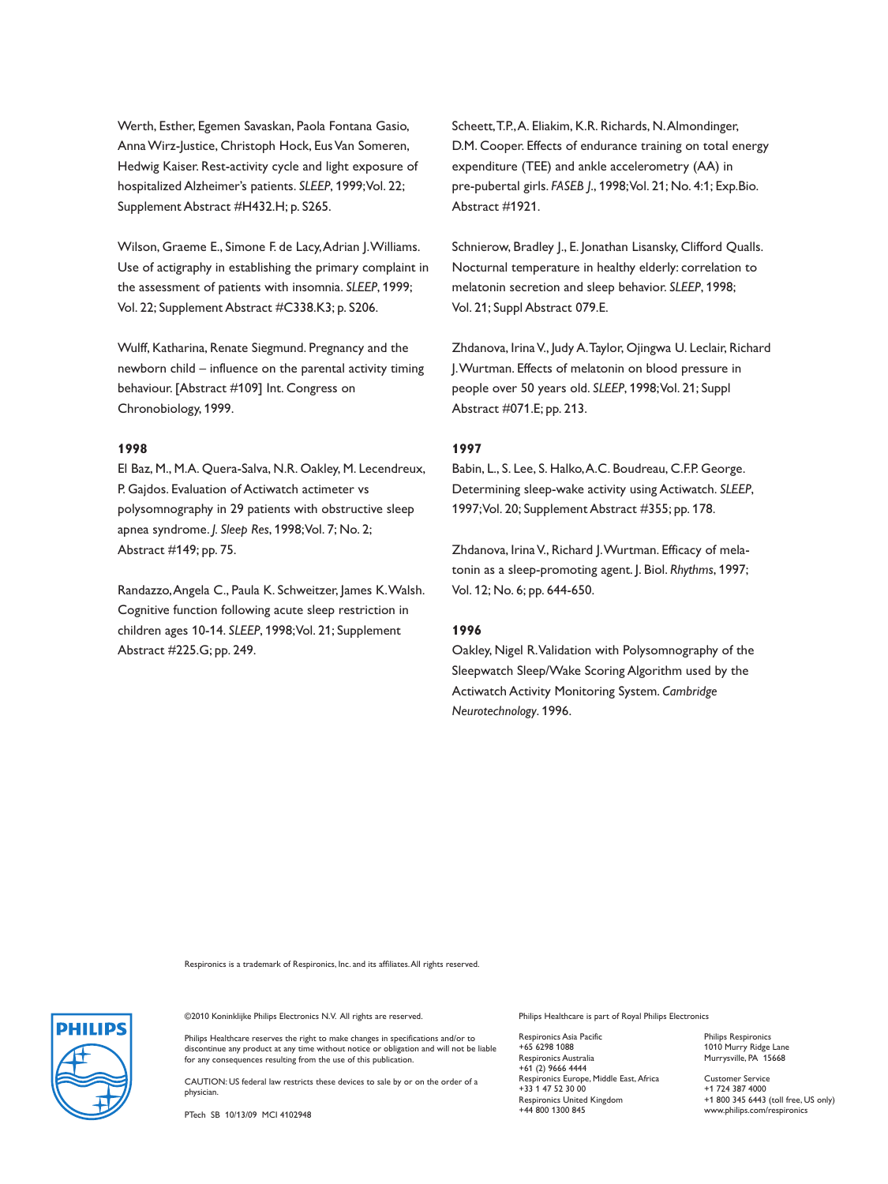Werth, Esther, Egemen Savaskan, Paola Fontana Gasio, Anna Wirz-Justice, Christoph Hock, Eus Van Someren, Hedwig Kaiser. Rest-activity cycle and light exposure of hospitalized Alzheimer's patients. *SLEEP*, 1999; Vol. 22; Supplement Abstract #H432.H; p. S265.

Wilson, Graeme E., Simone F. de Lacy, Adrian J. Williams. Use of actigraphy in establishing the primary complaint in the assessment of patients with insomnia. *SLEEP*, 1999; Vol. 22; Supplement Abstract #C338.K3; p. S206.

Wulff, Katharina, Renate Siegmund. Pregnancy and the newborn child – influence on the parental activity timing behaviour. [Abstract #109] Int. Congress on Chronobiology, 1999.

**1998**

El Baz, M., M.A. Quera-Salva, N.R. Oakley, M. Lecendreux, P. Gajdos. Evaluation of Actiwatch actimeter vs polysomnography in 29 patients with obstructive sleep apnea syndrome. *J. Sleep Res*, 1998; Vol. 7; No. 2; Abstract #149; pp. 75.

Randazzo, Angela C., Paula K. Schweitzer, James K. Walsh. Cognitive function following acute sleep restriction in children ages 10-14. *SLEEP*, 1998; Vol. 21; Supplement Abstract #225.G; pp. 249.

Scheett, T.P., A. Eliakim, K.R. Richards, N. Almondinger, D.M. Cooper. Effects of endurance training on total energy expenditure (TEE) and ankle accelerometry (AA) in pre-pubertal girls. *FASEB J*., 1998; Vol. 21; No. 4:1; Exp.Bio. Abstract #1921.

Schnierow, Bradley J., E. Jonathan Lisansky, Clifford Qualls. Nocturnal temperature in healthy elderly: correlation to melatonin secretion and sleep behavior. *SLEEP*, 1998; Vol. 21; Suppl Abstract 079.E.

Zhdanova, Irina V., Judy A. Taylor, Ojingwa U. Leclair, Richard J. Wurtman. Effects of melatonin on blood pressure in people over 50 years old. *SLEEP*, 1998; Vol. 21; Suppl Abstract #071.E; pp. 213.

**1997**

Babin, L., S. Lee, S. Halko, A.C. Boudreau, C.F.P. George. Determining sleep-wake activity using Actiwatch. *SLEEP*, 1997; Vol. 20; Supplement Abstract #355; pp. 178.

Zhdanova, Irina V., Richard J. Wurtman. Efficacy of melatonin as a sleep-promoting agent. J. Biol. *Rhythms*, 1997; Vol. 12; No. 6; pp. 644-650.

**1996**

Oakley, Nigel R. Validation with Polysomnography of the Sleepwatch Sleep/Wake Scoring Algorithm used by the Actiwatch Activity Monitoring System. *Cambridge Neurotechnology*. 1996.

Respironics is a trademark of Respironics, Inc. and its affiliates. All rights reserved.

©2010 Koninklijke Philips Electronics N.V. All rights are reserved.

Philips Healthcare reserves the right to make changes in specifications and/or to discontinue any product at any time without notice or obligation and will not be liable for any consequences resulting from the use of this publication.

CAUTION: US federal law restricts these devices to sale by or on the order of a physician.

PTech SB 10/13/09 MCI 4102948

Philips Healthcare is part of Royal Philips Electronics

Respironics Asia Pacific
+65 6298 1088
Respironics Australia
+61 (2) 9666 4444
Respironics Europe, Middle East, Africa
+33 1 47 52 30 00
Respironics United Kingdom
+44 800 1300 845

Philips Respironics
1010 Murry Ridge Lane
Murrysville, PA 15668

Customer Service
+1 724 387 4000
+1 800 345 6443 (toll free, US only)
www.philips.com/respironics